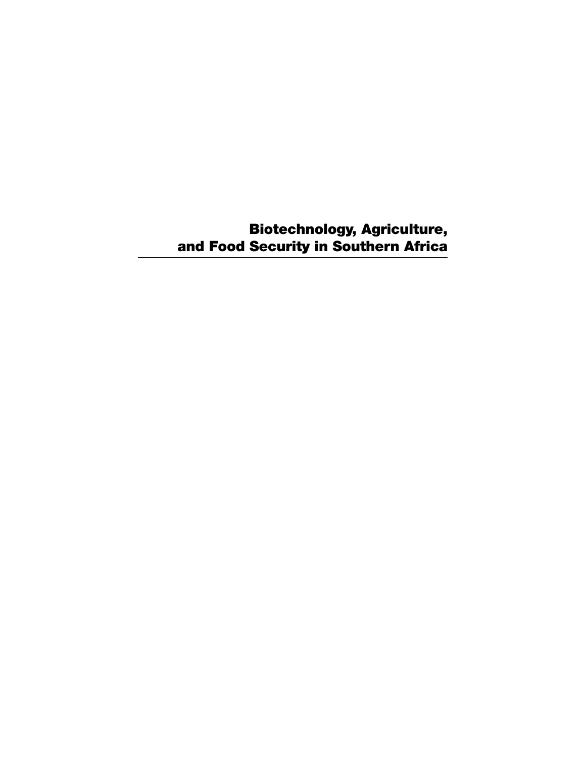# Biotechnology, Agriculture, and Food Security in Southern Africa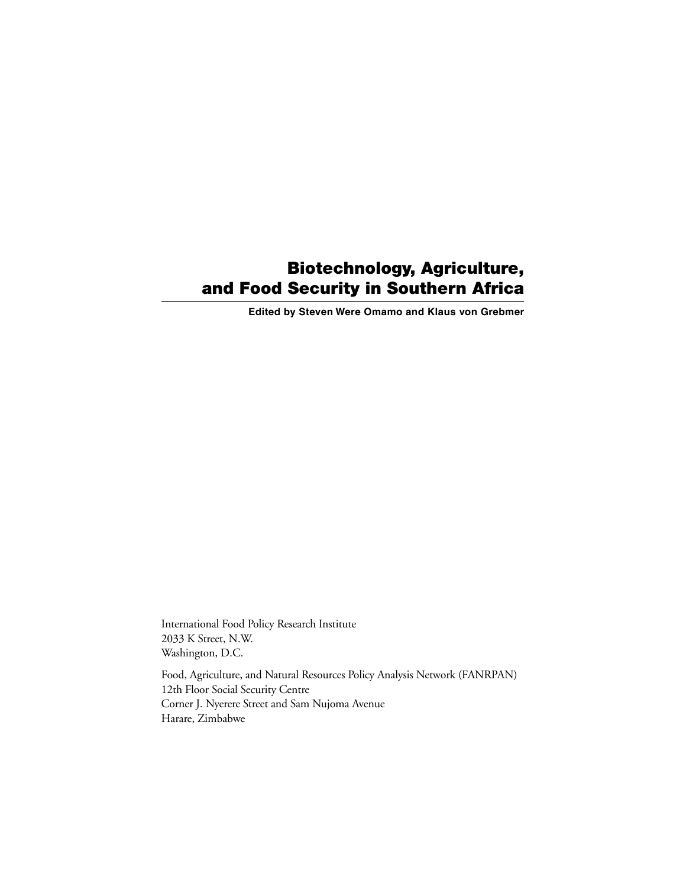# Biotechnology, Agriculture, and Food Security in Southern Africa

**Edited by Steven Were Omamo and Klaus von Grebmer**

International Food Policy Research Institute
2033 K Street, N.W.
Washington, D.C.

Food, Agriculture, and Natural Resources Policy Analysis Network (FANRPAN)
12th Floor Social Security Centre
Corner J. Nyerere Street and Sam Nujoma Avenue
Harare, Zimbabwe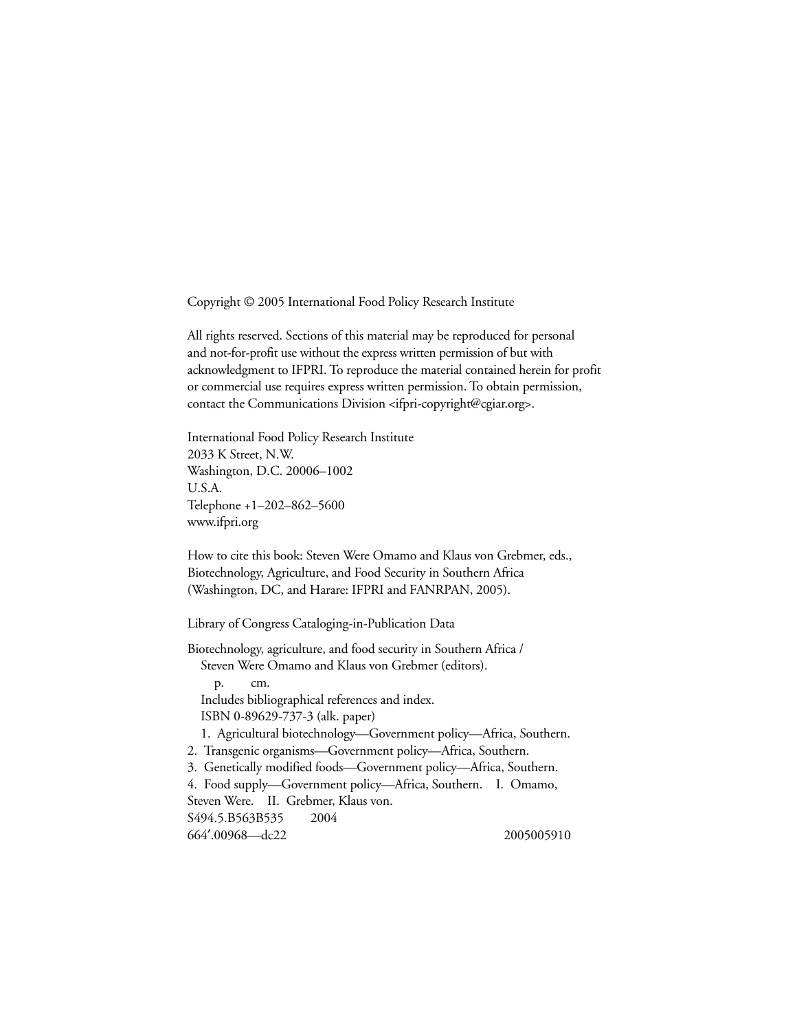Copyright © 2005 International Food Policy Research Institute

All rights reserved. Sections of this material may be reproduced for personal and not-for-profit use without the express written permission of but with acknowledgment to IFPRI. To reproduce the material contained herein for profit or commercial use requires express written permission. To obtain permission, contact the Communications Division <ifpri-copyright@cgiar.org>.

International Food Policy Research Institute
2033 K Street, N.W.
Washington, D.C. 20006–1002
U.S.A.
Telephone +1–202–862–5600
www.ifpri.org

How to cite this book: Steven Were Omamo and Klaus von Grebmer, eds., Biotechnology, Agriculture, and Food Security in Southern Africa (Washington, DC, and Harare: IFPRI and FANRPAN, 2005).

Library of Congress Cataloging-in-Publication Data

Biotechnology, agriculture, and food security in Southern Africa /
Steven Were Omamo and Klaus von Grebmer (editors).
p. cm.
Includes bibliographical references and index.
ISBN 0-89629-737-3 (alk. paper)
1. Agricultural biotechnology—Government policy—Africa, Southern.
2. Transgenic organisms—Government policy—Africa, Southern.
3. Genetically modified foods—Government policy—Africa, Southern.
4. Food supply—Government policy—Africa, Southern. I. Omamo, Steven Were. II. Grebmer, Klaus von.
S494.5.B563B535 2004
664′.00968—dc22 2005005910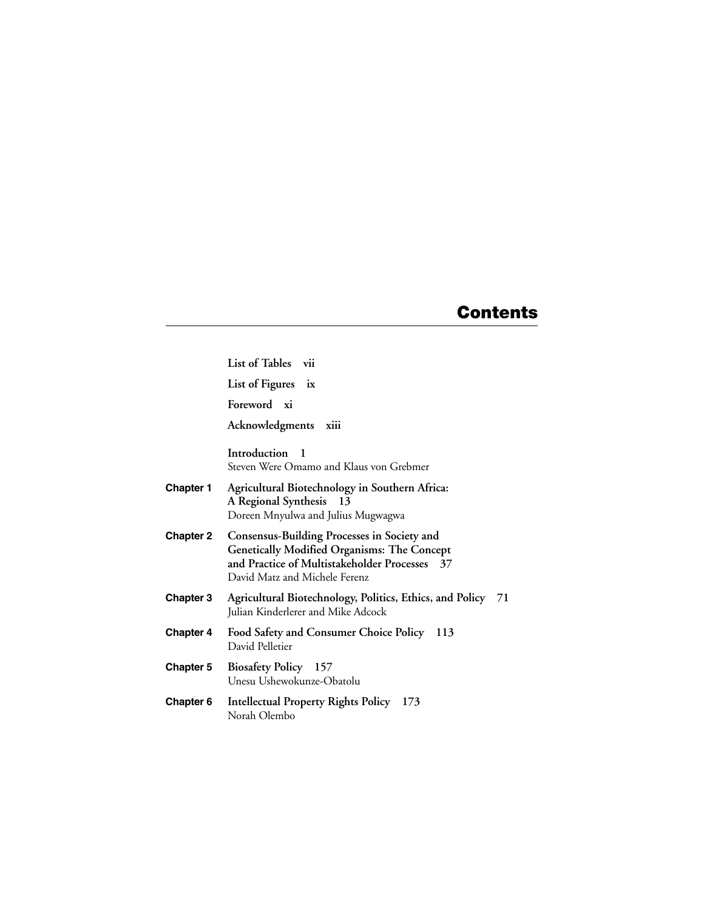# Contents

**List of Tables** vii

**List of Figures** ix

**Foreword** xi

**Acknowledgments** xiii

**Introduction** 1
Steven Were Omamo and Klaus von Grebmer

**Chapter 1** **Agricultural Biotechnology in Southern Africa: A Regional Synthesis** 13
Doreen Mnyulwa and Julius Mugwagwa

**Chapter 2** **Consensus-Building Processes in Society and Genetically Modified Organisms: The Concept and Practice of Multistakeholder Processes** 37
David Matz and Michele Ferenz

**Chapter 3** **Agricultural Biotechnology, Politics, Ethics, and Policy** 71
Julian Kinderlerer and Mike Adcock

**Chapter 4** **Food Safety and Consumer Choice Policy** 113
David Pelletier

**Chapter 5** **Biosafety Policy** 157
Unesu Ushewokunze-Obatolu

**Chapter 6** **Intellectual Property Rights Policy** 173
Norah Olembo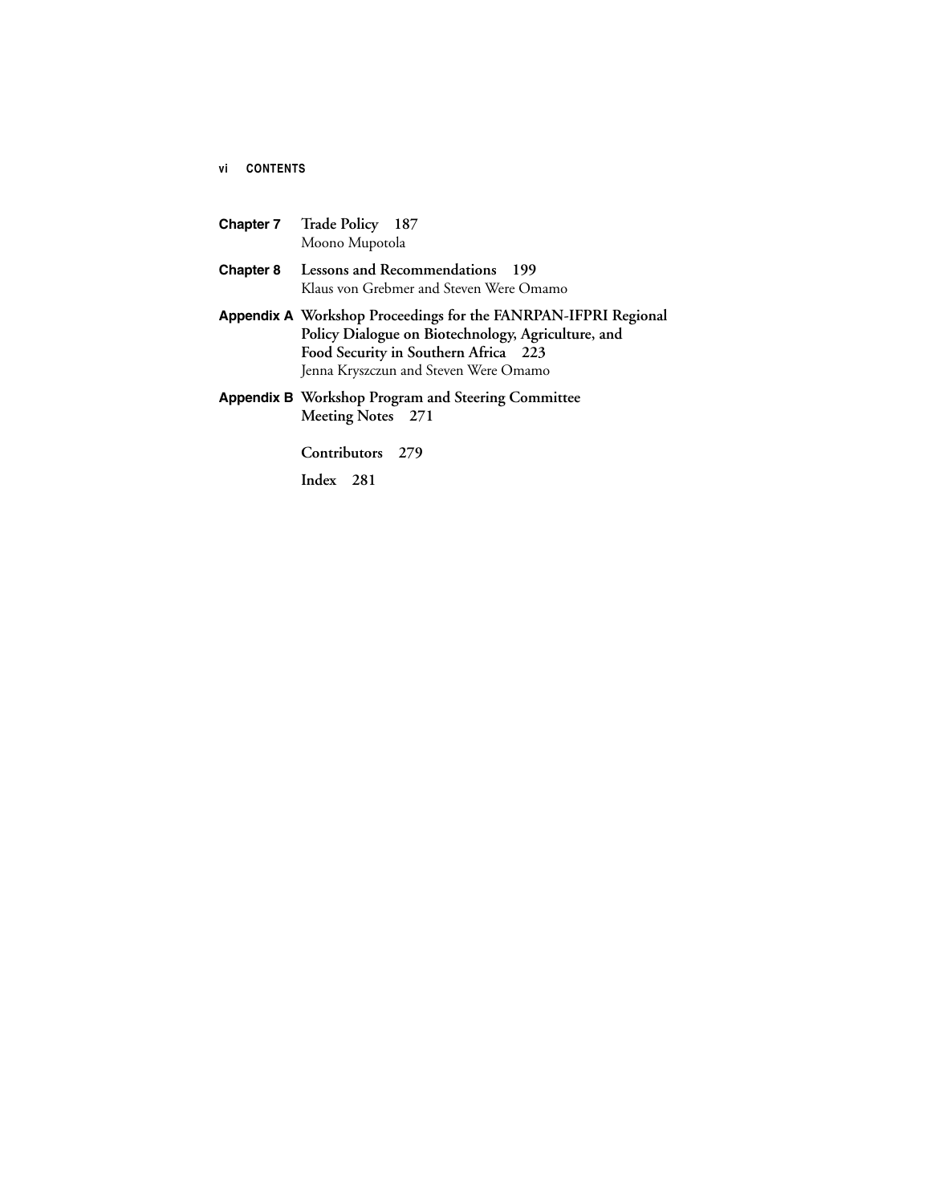**Chapter 7** **Trade Policy** 187
Moono Mupotola

**Chapter 8** **Lessons and Recommendations** 199
Klaus von Grebmer and Steven Were Omamo

**Appendix A** **Workshop Proceedings for the FANRPAN-IFPRI Regional Policy Dialogue on Biotechnology, Agriculture, and Food Security in Southern Africa** 223
Jenna Kryszczun and Steven Were Omamo

**Appendix B** **Workshop Program and Steering Committee Meeting Notes** 271

**Contributors** 279

**Index** 281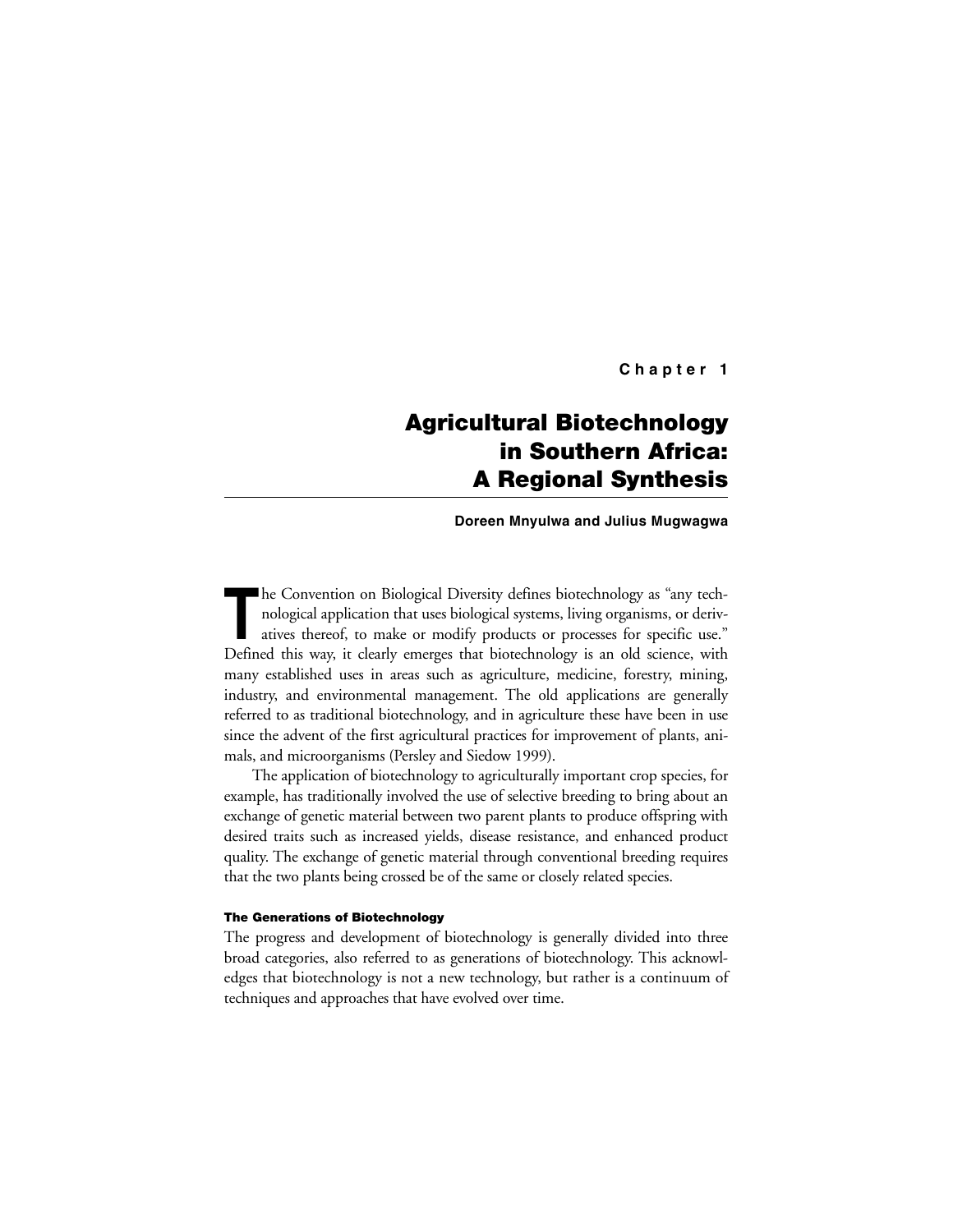Chapter 1

# Agricultural Biotechnology in Southern Africa: A Regional Synthesis

**Doreen Mnyulwa and Julius Mugwagwa**

The Convention on Biological Diversity defines biotechnology as "any technological application that uses biological systems, living organisms, or derivatives thereof, to make or modify products or processes for specific use." Defined this way, it clearly emerges that biotechnology is an old science, with many established uses in areas such as agriculture, medicine, forestry, mining, industry, and environmental management. The old applications are generally referred to as traditional biotechnology, and in agriculture these have been in use since the advent of the first agricultural practices for improvement of plants, animals, and microorganisms (Persley and Siedow 1999).

The application of biotechnology to agriculturally important crop species, for example, has traditionally involved the use of selective breeding to bring about an exchange of genetic material between two parent plants to produce offspring with desired traits such as increased yields, disease resistance, and enhanced product quality. The exchange of genetic material through conventional breeding requires that the two plants being crossed be of the same or closely related species.

### The Generations of Biotechnology

The progress and development of biotechnology is generally divided into three broad categories, also referred to as generations of biotechnology. This acknowledges that biotechnology is not a new technology, but rather is a continuum of techniques and approaches that have evolved over time.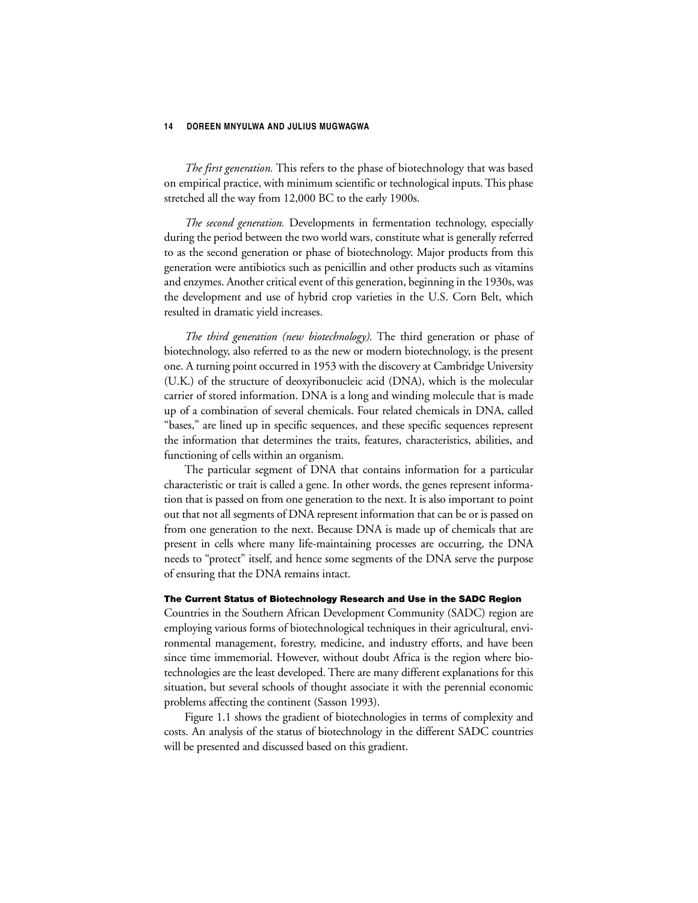*The first generation.* This refers to the phase of biotechnology that was based on empirical practice, with minimum scientific or technological inputs. This phase stretched all the way from 12,000 BC to the early 1900s.

*The second generation.* Developments in fermentation technology, especially during the period between the two world wars, constitute what is generally referred to as the second generation or phase of biotechnology. Major products from this generation were antibiotics such as penicillin and other products such as vitamins and enzymes. Another critical event of this generation, beginning in the 1930s, was the development and use of hybrid crop varieties in the U.S. Corn Belt, which resulted in dramatic yield increases.

*The third generation (new biotechnology).* The third generation or phase of biotechnology, also referred to as the new or modern biotechnology, is the present one. A turning point occurred in 1953 with the discovery at Cambridge University (U.K.) of the structure of deoxyribonucleic acid (DNA), which is the molecular carrier of stored information. DNA is a long and winding molecule that is made up of a combination of several chemicals. Four related chemicals in DNA, called "bases," are lined up in specific sequences, and these specific sequences represent the information that determines the traits, features, characteristics, abilities, and functioning of cells within an organism.

The particular segment of DNA that contains information for a particular characteristic or trait is called a gene. In other words, the genes represent information that is passed on from one generation to the next. It is also important to point out that not all segments of DNA represent information that can be or is passed on from one generation to the next. Because DNA is made up of chemicals that are present in cells where many life-maintaining processes are occurring, the DNA needs to "protect" itself, and hence some segments of the DNA serve the purpose of ensuring that the DNA remains intact.

### The Current Status of Biotechnology Research and Use in the SADC Region

Countries in the Southern African Development Community (SADC) region are employing various forms of biotechnological techniques in their agricultural, environmental management, forestry, medicine, and industry efforts, and have been since time immemorial. However, without doubt Africa is the region where biotechnologies are the least developed. There are many different explanations for this situation, but several schools of thought associate it with the perennial economic problems affecting the continent (Sasson 1993).

Figure 1.1 shows the gradient of biotechnologies in terms of complexity and costs. An analysis of the status of biotechnology in the different SADC countries will be presented and discussed based on this gradient.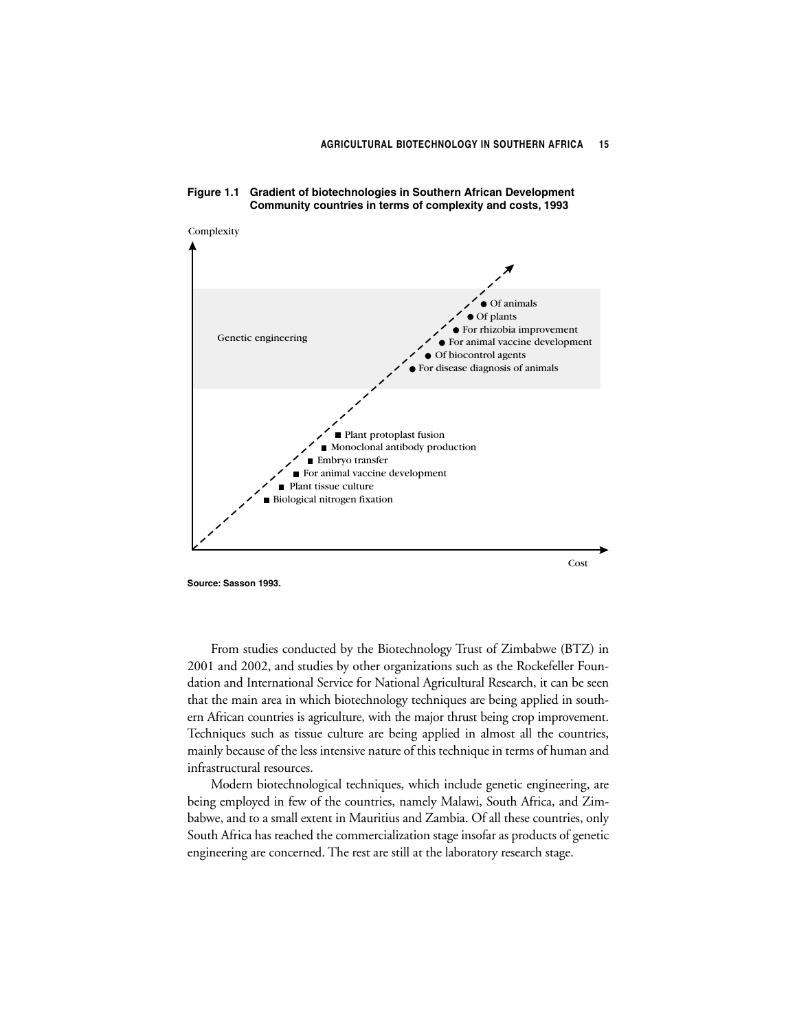**Figure 1.1 Gradient of biotechnologies in Southern African Development Community countries in terms of complexity and costs, 1993**

Complexity

Genetic engineering

- Of animals
- Of plants
- For rhizobia improvement
- For animal vaccine development
- Of biocontrol agents
- For disease diagnosis of animals

▪ Plant protoplast fusion
▪ Monoclonal antibody production
▪ Embryo transfer
▪ For animal vaccine development
▪ Plant tissue culture
▪ Biological nitrogen fixation

Cost

**Source: Sasson 1993.**

From studies conducted by the Biotechnology Trust of Zimbabwe (BTZ) in 2001 and 2002, and studies by other organizations such as the Rockefeller Foundation and International Service for National Agricultural Research, it can be seen that the main area in which biotechnology techniques are being applied in southern African countries is agriculture, with the major thrust being crop improvement. Techniques such as tissue culture are being applied in almost all the countries, mainly because of the less intensive nature of this technique in terms of human and infrastructural resources.

Modern biotechnological techniques, which include genetic engineering, are being employed in few of the countries, namely Malawi, South Africa, and Zimbabwe, and to a small extent in Mauritius and Zambia. Of all these countries, only South Africa has reached the commercialization stage insofar as products of genetic engineering are concerned. The rest are still at the laboratory research stage.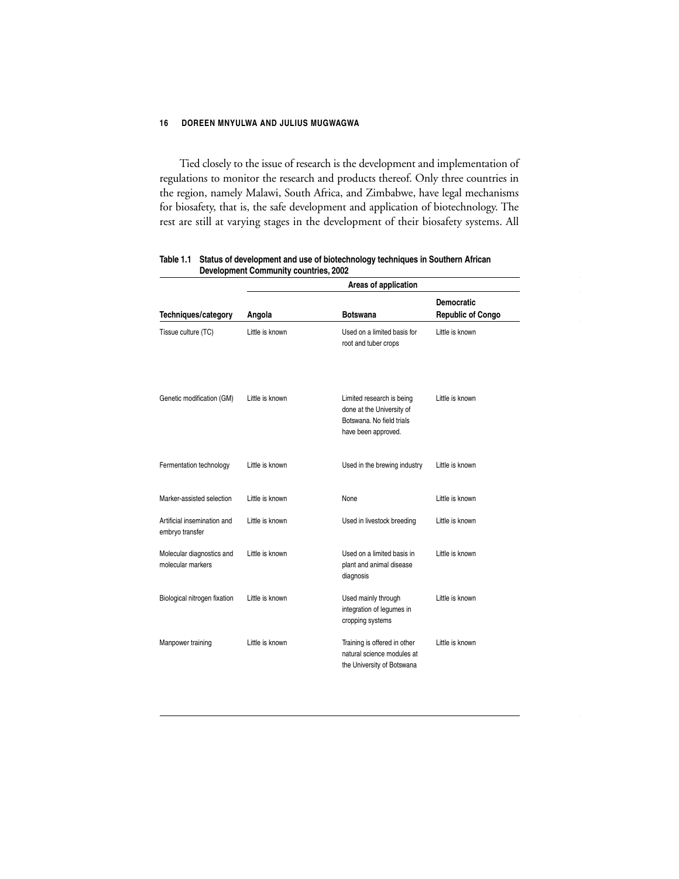Tied closely to the issue of research is the development and implementation of regulations to monitor the research and products thereof. Only three countries in the region, namely Malawi, South Africa, and Zimbabwe, have legal mechanisms for biosafety, that is, the safe development and application of biotechnology. The rest are still at varying stages in the development of their biosafety systems. All

**Table 1.1 Status of development and use of biotechnology techniques in Southern African Development Community countries, 2002**

| | Areas of application | | |
|---|---|---|---|
| **Techniques/category** | **Angola** | **Botswana** | **Democratic Republic of Congo** |
| Tissue culture (TC) | Little is known | Used on a limited basis for root and tuber crops | Little is known |
| Genetic modification (GM) | Little is known | Limited research is being done at the University of Botswana. No field trials have been approved. | Little is known |
| Fermentation technology | Little is known | Used in the brewing industry | Little is known |
| Marker-assisted selection | Little is known | None | Little is known |
| Artificial insemination and embryo transfer | Little is known | Used in livestock breeding | Little is known |
| Molecular diagnostics and molecular markers | Little is known | Used on a limited basis in plant and animal disease diagnosis | Little is known |
| Biological nitrogen fixation | Little is known | Used mainly through integration of legumes in cropping systems | Little is known |
| Manpower training | Little is known | Training is offered in other natural science modules at the University of Botswana | Little is known |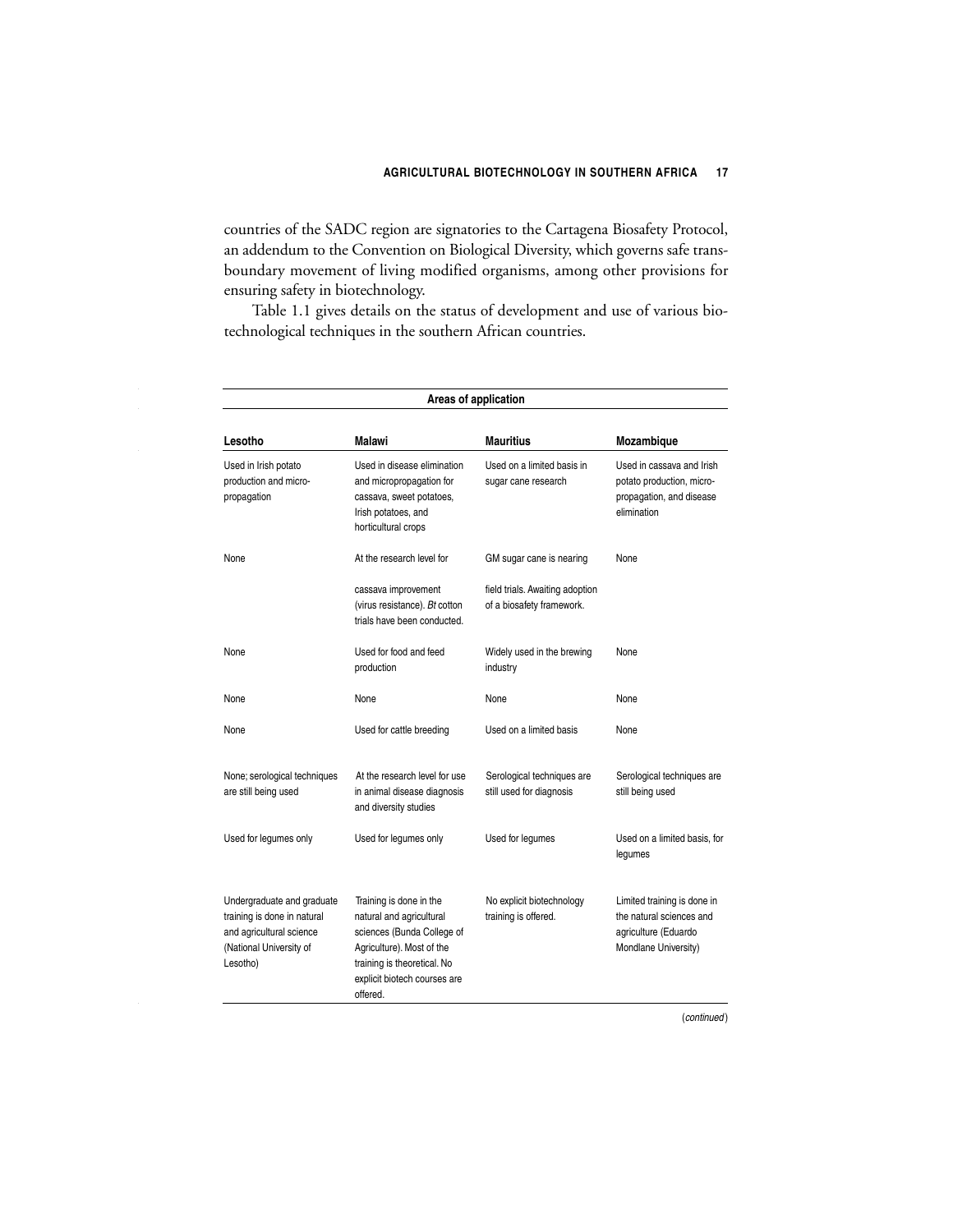countries of the SADC region are signatories to the Cartagena Biosafety Protocol, an addendum to the Convention on Biological Diversity, which governs safe transboundary movement of living modified organisms, among other provisions for ensuring safety in biotechnology.

Table 1.1 gives details on the status of development and use of various biotechnological techniques in the southern African countries.

| Areas of application | | | |
|---|---|---|---|
| **Lesotho** | **Malawi** | **Mauritius** | **Mozambique** |
| Used in Irish potato production and micro-propagation | Used in disease elimination and micropropagation for cassava, sweet potatoes, Irish potatoes, and horticultural crops | Used on a limited basis in sugar cane research | Used in cassava and Irish potato production, micro-propagation, and disease elimination |
| None | At the research level for cassava improvement (virus resistance). *Bt* cotton trials have been conducted. | GM sugar cane is nearing field trials. Awaiting adoption of a biosafety framework. | None |
| None | Used for food and feed production | Widely used in the brewing industry | None |
| None | None | None | None |
| None | Used for cattle breeding | Used on a limited basis | None |
| None; serological techniques are still being used | At the research level for use in animal disease diagnosis and diversity studies | Serological techniques are still used for diagnosis | Serological techniques are still being used |
| Used for legumes only | Used for legumes only | Used for legumes | Used on a limited basis, for legumes |
| Undergraduate and graduate training is done in natural and agricultural science (National University of Lesotho) | Training is done in the natural and agricultural sciences (Bunda College of Agriculture). Most of the training is theoretical. No explicit biotech courses are offered. | No explicit biotechnology training is offered. | Limited training is done in the natural sciences and agriculture (Eduardo Mondlane University) |

(*continued*)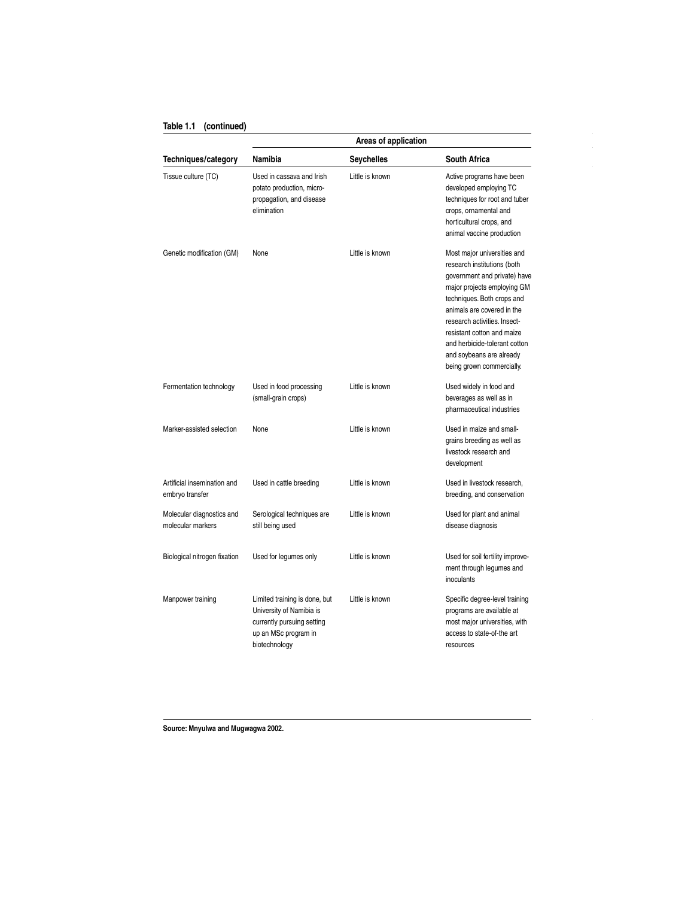**Table 1.1 (continued)**

| | Areas of application | | |
|---|---|---|---|
| **Techniques/category** | **Namibia** | **Seychelles** | **South Africa** |
| Tissue culture (TC) | Used in cassava and Irish potato production, micro-propagation, and disease elimination | Little is known | Active programs have been developed employing TC techniques for root and tuber crops, ornamental and horticultural crops, and animal vaccine production |
| Genetic modification (GM) | None | Little is known | Most major universities and research institutions (both government and private) have major projects employing GM techniques. Both crops and animals are covered in the research activities. Insect-resistant cotton and maize and herbicide-tolerant cotton and soybeans are already being grown commercially. |
| Fermentation technology | Used in food processing (small-grain crops) | Little is known | Used widely in food and beverages as well as in pharmaceutical industries |
| Marker-assisted selection | None | Little is known | Used in maize and small-grains breeding as well as livestock research and development |
| Artificial insemination and embryo transfer | Used in cattle breeding | Little is known | Used in livestock research, breeding, and conservation |
| Molecular diagnostics and molecular markers | Serological techniques are still being used | Little is known | Used for plant and animal disease diagnosis |
| Biological nitrogen fixation | Used for legumes only | Little is known | Used for soil fertility improvement through legumes and inoculants |
| Manpower training | Limited training is done, but University of Namibia is currently pursuing setting up an MSc program in biotechnology | Little is known | Specific degree-level training programs are available at most major universities, with access to state-of-the art resources |

**Source: Mnyulwa and Mugwagwa 2002.**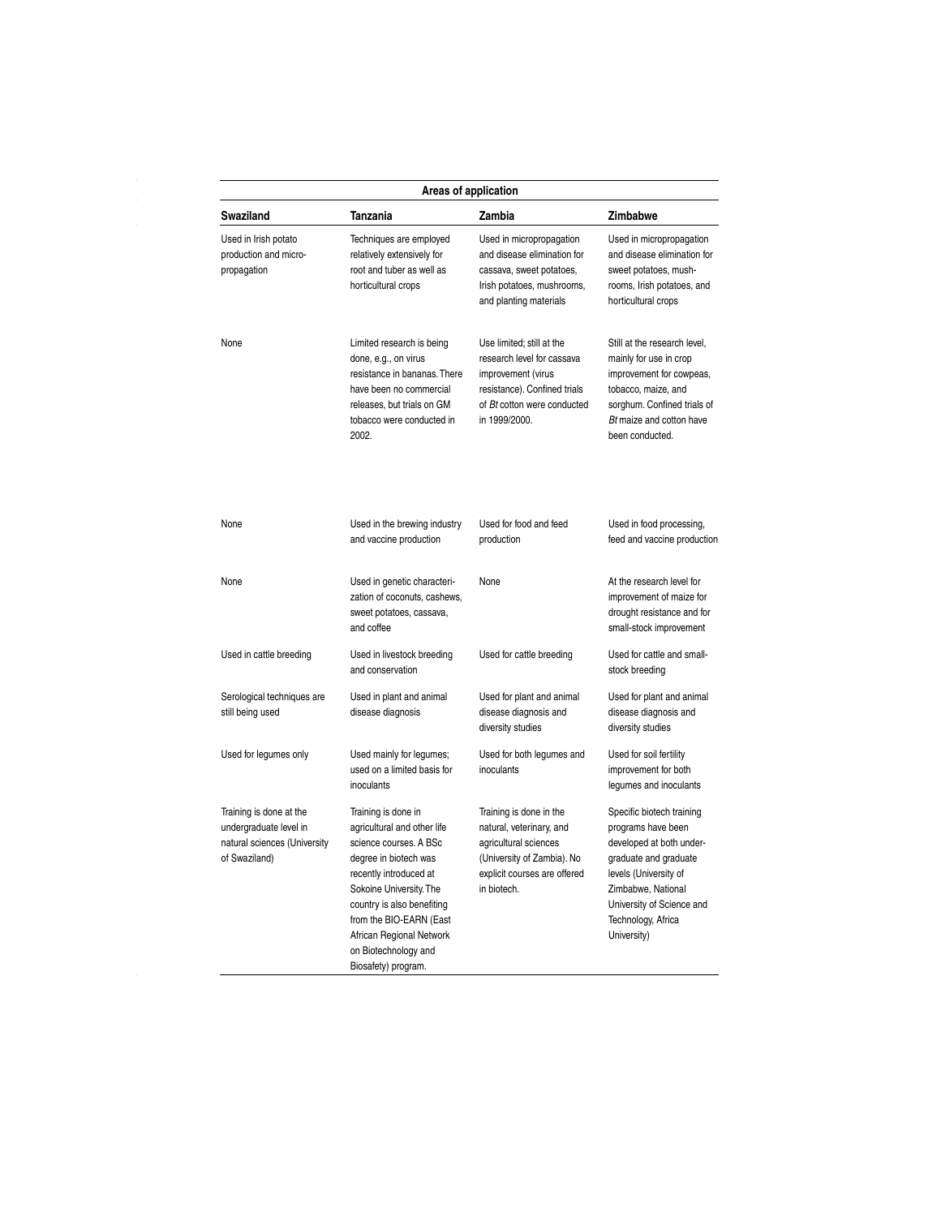| Areas of application | | | |
|---|---|---|---|
| **Swaziland** | **Tanzania** | **Zambia** | **Zimbabwe** |
| Used in Irish potato production and micro-propagation | Techniques are employed relatively extensively for root and tuber as well as horticultural crops | Used in micropropagation and disease elimination for cassava, sweet potatoes, Irish potatoes, mushrooms, and planting materials | Used in micropropagation and disease elimination for sweet potatoes, mushrooms, Irish potatoes, and horticultural crops |
| None | Limited research is being done, e.g., on virus resistance in bananas. There have been no commercial releases, but trials on GM tobacco were conducted in 2002. | Use limited; still at the research level for cassava improvement (virus resistance). Confined trials of *Bt* cotton were conducted in 1999/2000. | Still at the research level, mainly for use in crop improvement for cowpeas, tobacco, maize, and sorghum. Confined trials of *Bt* maize and cotton have been conducted. |
| None | Used in the brewing industry and vaccine production | Used for food and feed production | Used in food processing, feed and vaccine production |
| None | Used in genetic characterization of coconuts, cashews, sweet potatoes, cassava, and coffee | None | At the research level for improvement of maize for drought resistance and for small-stock improvement |
| Used in cattle breeding | Used in livestock breeding and conservation | Used for cattle breeding | Used for cattle and small-stock breeding |
| Serological techniques are still being used | Used in plant and animal disease diagnosis | Used for plant and animal disease diagnosis and diversity studies | Used for plant and animal disease diagnosis and diversity studies |
| Used for legumes only | Used mainly for legumes; used on a limited basis for inoculants | Used for both legumes and inoculants | Used for soil fertility improvement for both legumes and inoculants |
| Training is done at the undergraduate level in natural sciences (University of Swaziland) | Training is done in agricultural and other life science courses. A BSc degree in biotech was recently introduced at Sokoine University. The country is also benefiting from the BIO-EARN (East African Regional Network on Biotechnology and Biosafety) program. | Training is done in the natural, veterinary, and agricultural sciences (University of Zambia). No explicit courses are offered in biotech. | Specific biotech training programs have been developed at both undergraduate and graduate levels (University of Zimbabwe, National University of Science and Technology, Africa University) |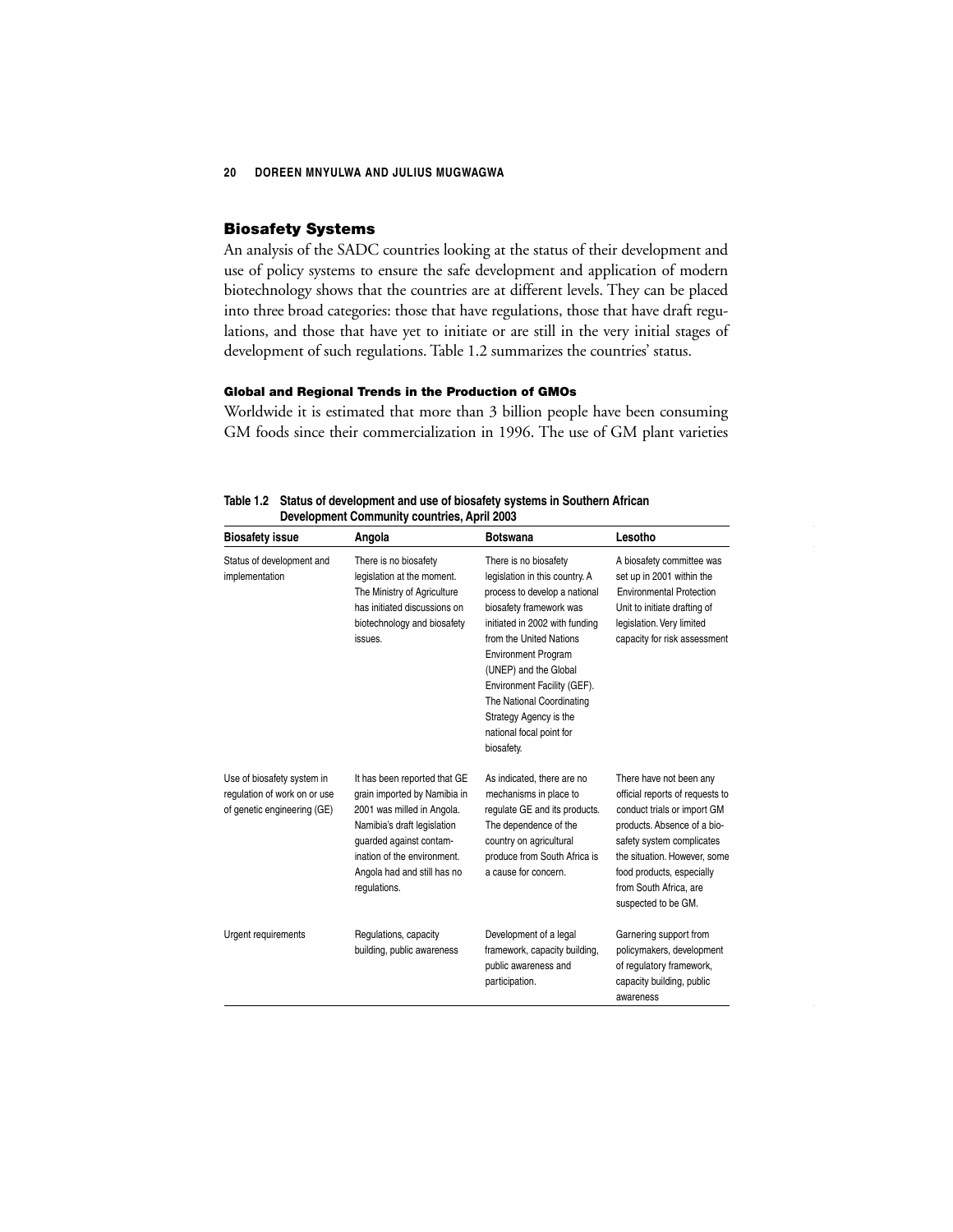## Biosafety Systems

An analysis of the SADC countries looking at the status of their development and use of policy systems to ensure the safe development and application of modern biotechnology shows that the countries are at different levels. They can be placed into three broad categories: those that have regulations, those that have draft regulations, and those that have yet to initiate or are still in the very initial stages of development of such regulations. Table 1.2 summarizes the countries' status.

### Global and Regional Trends in the Production of GMOs

Worldwide it is estimated that more than 3 billion people have been consuming GM foods since their commercialization in 1996. The use of GM plant varieties

**Table 1.2 Status of development and use of biosafety systems in Southern African Development Community countries, April 2003**

| Biosafety issue | Angola | Botswana | Lesotho |
|---|---|---|---|
| Status of development and implementation | There is no biosafety legislation at the moment. The Ministry of Agriculture has initiated discussions on biotechnology and biosafety issues. | There is no biosafety legislation in this country. A process to develop a national biosafety framework was initiated in 2002 with funding from the United Nations Environment Program (UNEP) and the Global Environment Facility (GEF). The National Coordinating Strategy Agency is the national focal point for biosafety. | A biosafety committee was set up in 2001 within the Environmental Protection Unit to initiate drafting of legislation. Very limited capacity for risk assessment |
| Use of biosafety system in regulation of work on or use of genetic engineering (GE) | It has been reported that GE grain imported by Namibia in 2001 was milled in Angola. Namibia's draft legislation guarded against contamination of the environment. Angola had and still has no regulations. | As indicated, there are no mechanisms in place to regulate GE and its products. The dependence of the country on agricultural produce from South Africa is a cause for concern. | There have not been any official reports of requests to conduct trials or import GM products. Absence of a biosafety system complicates the situation. However, some food products, especially from South Africa, are suspected to be GM. |
| Urgent requirements | Regulations, capacity building, public awareness | Development of a legal framework, capacity building, public awareness and participation. | Garnering support from policymakers, development of regulatory framework, capacity building, public awareness |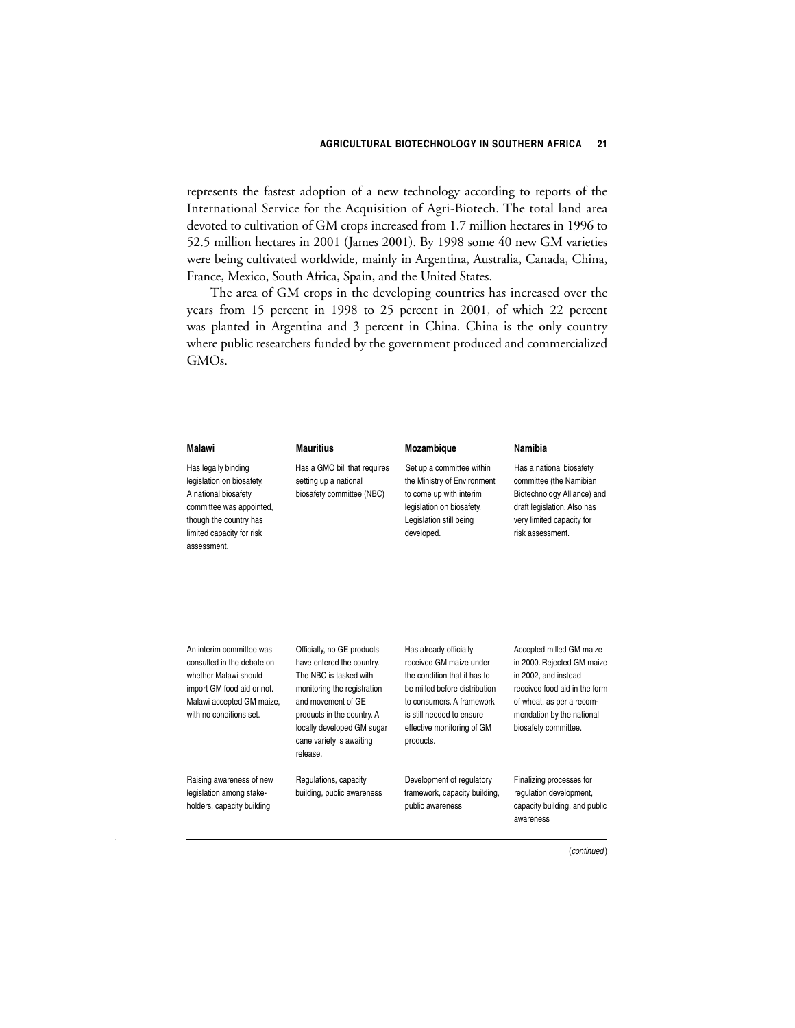represents the fastest adoption of a new technology according to reports of the International Service for the Acquisition of Agri-Biotech. The total land area devoted to cultivation of GM crops increased from 1.7 million hectares in 1996 to 52.5 million hectares in 2001 (James 2001). By 1998 some 40 new GM varieties were being cultivated worldwide, mainly in Argentina, Australia, Canada, China, France, Mexico, South Africa, Spain, and the United States.

The area of GM crops in the developing countries has increased over the years from 15 percent in 1998 to 25 percent in 2001, of which 22 percent was planted in Argentina and 3 percent in China. China is the only country where public researchers funded by the government produced and commercialized GMOs.

| Malawi | Mauritius | Mozambique | Namibia |
|---|---|---|---|
| Has legally binding legislation on biosafety. A national biosafety committee was appointed, though the country has limited capacity for risk assessment. | Has a GMO bill that requires setting up a national biosafety committee (NBC) | Set up a committee within the Ministry of Environment to come up with interim legislation on biosafety. Legislation still being developed. | Has a national biosafety committee (the Namibian Biotechnology Alliance) and draft legislation. Also has very limited capacity for risk assessment. |
| An interim committee was consulted in the debate on whether Malawi should import GM food aid or not. Malawi accepted GM maize, with no conditions set. | Officially, no GE products have entered the country. The NBC is tasked with monitoring the registration and movement of GE products in the country. A locally developed GM sugar cane variety is awaiting release. | Has already officially received GM maize under the condition that it has to be milled before distribution to consumers. A framework is still needed to ensure effective monitoring of GM products. | Accepted milled GM maize in 2000. Rejected GM maize in 2002, and instead received food aid in the form of wheat, as per a recommendation by the national biosafety committee. |
| Raising awareness of new legislation among stakeholders, capacity building | Regulations, capacity building, public awareness | Development of regulatory framework, capacity building, public awareness | Finalizing processes for regulation development, capacity building, and public awareness |

(*continued*)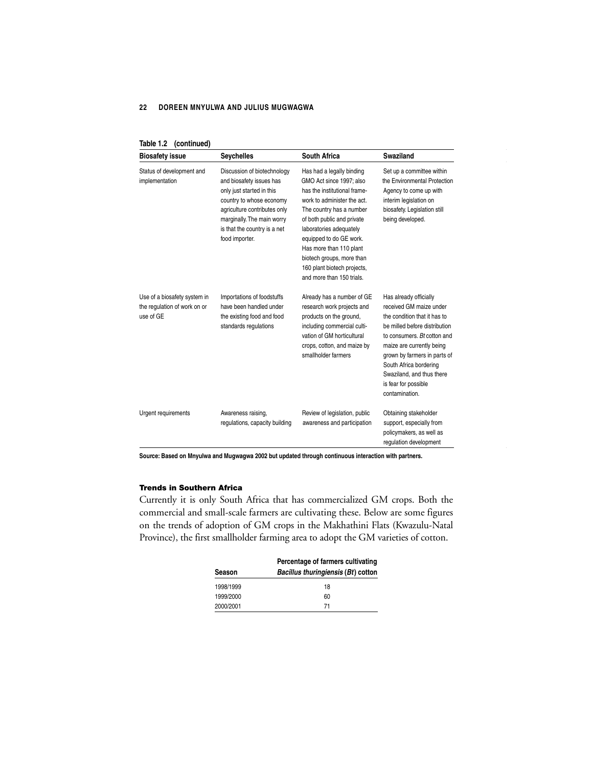**Table 1.2 (continued)**

| Biosafety issue | Seychelles | South Africa | Swaziland |
|---|---|---|---|
| Status of development and implementation | Discussion of biotechnology and biosafety issues has only just started in this country to whose economy agriculture contributes only marginally. The main worry is that the country is a net food importer. | Has had a legally binding GMO Act since 1997; also has the institutional framework to administer the act. The country has a number of both public and private laboratories adequately equipped to do GE work. Has more than 110 plant biotech groups, more than 160 plant biotech projects, and more than 150 trials. | Set up a committee within the Environmental Protection Agency to come up with interim legislation on biosafety. Legislation still being developed. |
| Use of a biosafety system in the regulation of work on or use of GE | Importations of foodstuffs have been handled under the existing food and food standards regulations | Already has a number of GE research work projects and products on the ground, including commercial cultivation of GM horticultural crops, cotton, and maize by smallholder farmers | Has already officially received GM maize under the condition that it has to be milled before distribution to consumers. *Bt* cotton and maize are currently being grown by farmers in parts of South Africa bordering Swaziland, and thus there is fear for possible contamination. |
| Urgent requirements | Awareness raising, regulations, capacity building | Review of legislation, public awareness and participation | Obtaining stakeholder support, especially from policymakers, as well as regulation development |

**Source: Based on Mnyulwa and Mugwagwa 2002 but updated through continuous interaction with partners.**

#### Trends in Southern Africa

Currently it is only South Africa that has commercialized GM crops. Both the commercial and small-scale farmers are cultivating these. Below are some figures on the trends of adoption of GM crops in the Makhathini Flats (Kwazulu-Natal Province), the first smallholder farming area to adopt the GM varieties of cotton.

| Season | Percentage of farmers cultivating *Bacillus thuringiensis* (*Bt*) cotton |
|---|---|
| 1998/1999 | 18 |
| 1999/2000 | 60 |
| 2000/2001 | 71 |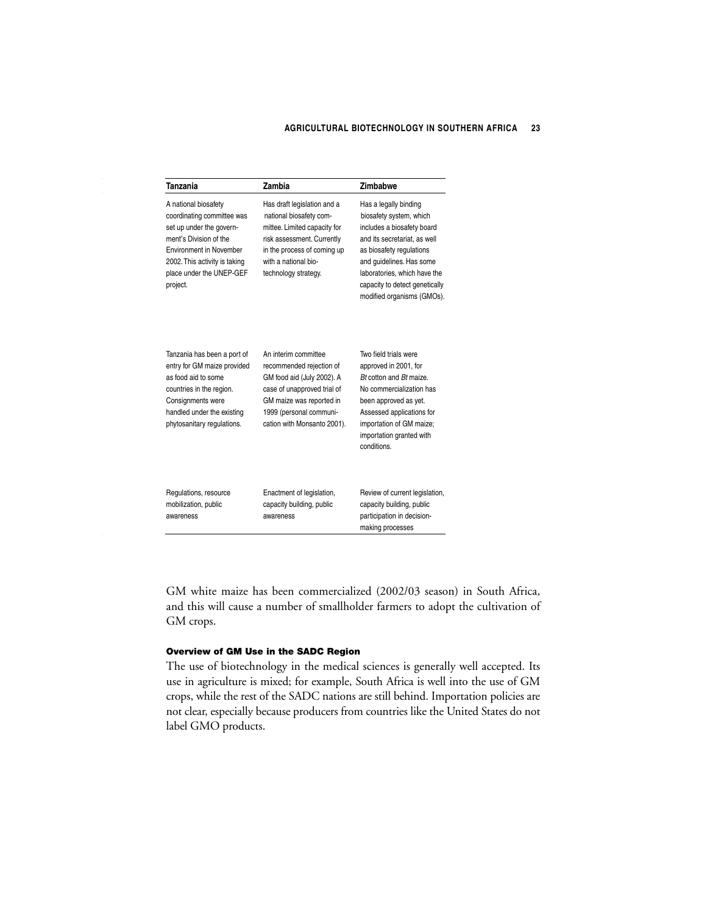| Tanzania | Zambia | Zimbabwe |
|---|---|---|
| A national biosafety coordinating committee was set up under the government's Division of the Environment in November 2002. This activity is taking place under the UNEP-GEF project. | Has draft legislation and a national biosafety committee. Limited capacity for risk assessment. Currently in the process of coming up with a national biotechnology strategy. | Has a legally binding biosafety system, which includes a biosafety board and its secretariat, as well as biosafety regulations and guidelines. Has some laboratories, which have the capacity to detect genetically modified organisms (GMOs). |
| Tanzania has been a port of entry for GM maize provided as food aid to some countries in the region. Consignments were handled under the existing phytosanitary regulations. | An interim committee recommended rejection of GM food aid (July 2002). A case of unapproved trial of GM maize was reported in 1999 (personal communication with Monsanto 2001). | Two field trials were approved in 2001, for *Bt* cotton and *Bt* maize. No commercialization has been approved as yet. Assessed applications for importation of GM maize; importation granted with conditions. |
| Regulations, resource mobilization, public awareness | Enactment of legislation, capacity building, public awareness | Review of current legislation, capacity building, public participation in decision-making processes |

GM white maize has been commercialized (2002/03 season) in South Africa, and this will cause a number of smallholder farmers to adopt the cultivation of GM crops.

#### Overview of GM Use in the SADC Region

The use of biotechnology in the medical sciences is generally well accepted. Its use in agriculture is mixed; for example, South Africa is well into the use of GM crops, while the rest of the SADC nations are still behind. Importation policies are not clear, especially because producers from countries like the United States do not label GMO products.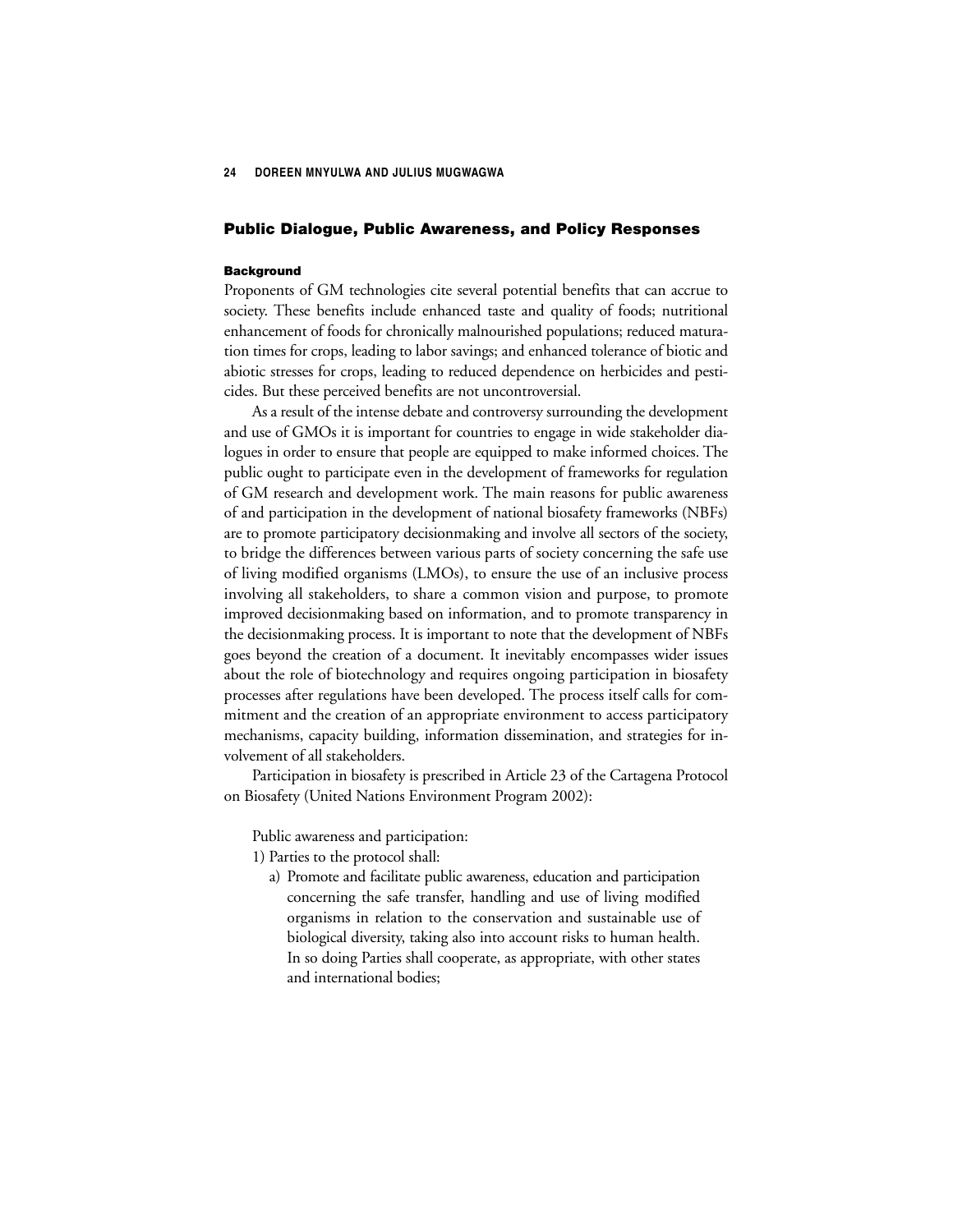## Public Dialogue, Public Awareness, and Policy Responses

### Background

Proponents of GM technologies cite several potential benefits that can accrue to society. These benefits include enhanced taste and quality of foods; nutritional enhancement of foods for chronically malnourished populations; reduced maturation times for crops, leading to labor savings; and enhanced tolerance of biotic and abiotic stresses for crops, leading to reduced dependence on herbicides and pesticides. But these perceived benefits are not uncontroversial.

As a result of the intense debate and controversy surrounding the development and use of GMOs it is important for countries to engage in wide stakeholder dialogues in order to ensure that people are equipped to make informed choices. The public ought to participate even in the development of frameworks for regulation of GM research and development work. The main reasons for public awareness of and participation in the development of national biosafety frameworks (NBFs) are to promote participatory decisionmaking and involve all sectors of the society, to bridge the differences between various parts of society concerning the safe use of living modified organisms (LMOs), to ensure the use of an inclusive process involving all stakeholders, to share a common vision and purpose, to promote improved decisionmaking based on information, and to promote transparency in the decisionmaking process. It is important to note that the development of NBFs goes beyond the creation of a document. It inevitably encompasses wider issues about the role of biotechnology and requires ongoing participation in biosafety processes after regulations have been developed. The process itself calls for commitment and the creation of an appropriate environment to access participatory mechanisms, capacity building, information dissemination, and strategies for involvement of all stakeholders.

Participation in biosafety is prescribed in Article 23 of the Cartagena Protocol on Biosafety (United Nations Environment Program 2002):

> Public awareness and participation:
>
> 1) Parties to the protocol shall:
>
> a) Promote and facilitate public awareness, education and participation concerning the safe transfer, handling and use of living modified organisms in relation to the conservation and sustainable use of biological diversity, taking also into account risks to human health. In so doing Parties shall cooperate, as appropriate, with other states and international bodies;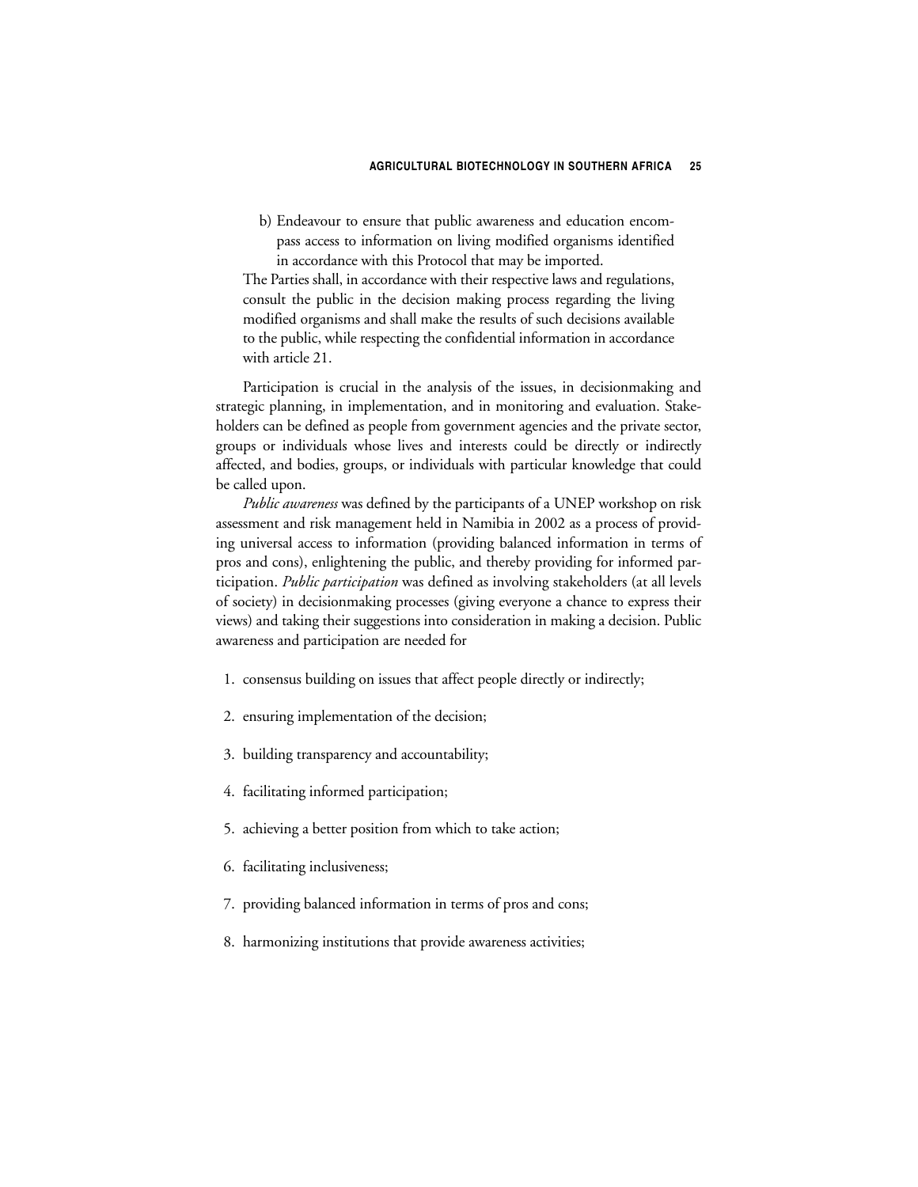b) Endeavour to ensure that public awareness and education encompass access to information on living modified organisms identified in accordance with this Protocol that may be imported.

The Parties shall, in accordance with their respective laws and regulations, consult the public in the decision making process regarding the living modified organisms and shall make the results of such decisions available to the public, while respecting the confidential information in accordance with article 21.

Participation is crucial in the analysis of the issues, in decisionmaking and strategic planning, in implementation, and in monitoring and evaluation. Stakeholders can be defined as people from government agencies and the private sector, groups or individuals whose lives and interests could be directly or indirectly affected, and bodies, groups, or individuals with particular knowledge that could be called upon.

*Public awareness* was defined by the participants of a UNEP workshop on risk assessment and risk management held in Namibia in 2002 as a process of providing universal access to information (providing balanced information in terms of pros and cons), enlightening the public, and thereby providing for informed participation. *Public participation* was defined as involving stakeholders (at all levels of society) in decisionmaking processes (giving everyone a chance to express their views) and taking their suggestions into consideration in making a decision. Public awareness and participation are needed for

1. consensus building on issues that affect people directly or indirectly;
2. ensuring implementation of the decision;
3. building transparency and accountability;
4. facilitating informed participation;
5. achieving a better position from which to take action;
6. facilitating inclusiveness;
7. providing balanced information in terms of pros and cons;
8. harmonizing institutions that provide awareness activities;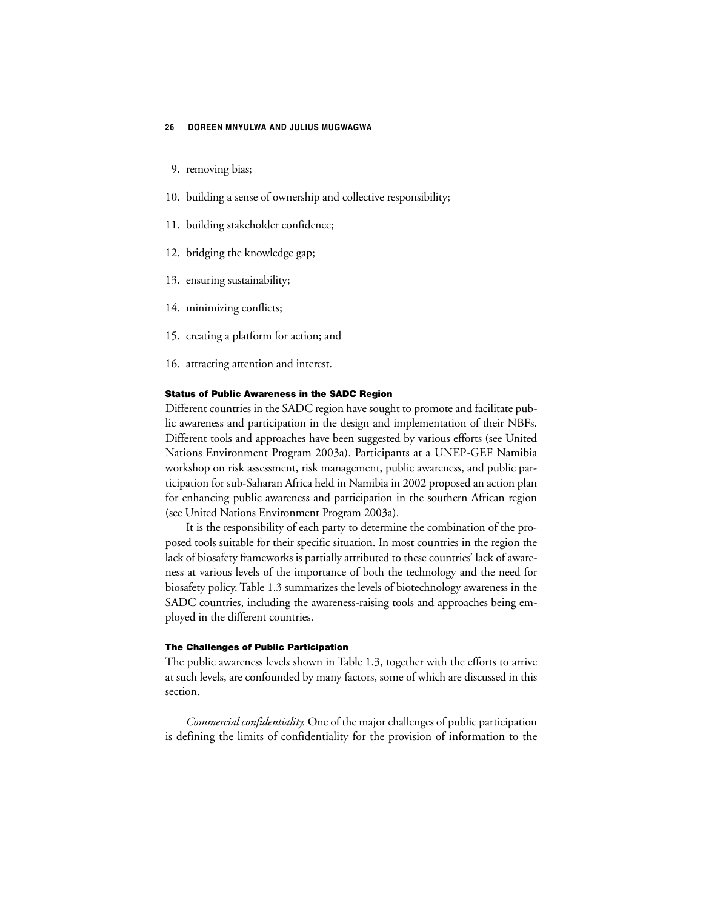9. removing bias;
10. building a sense of ownership and collective responsibility;
11. building stakeholder confidence;
12. bridging the knowledge gap;
13. ensuring sustainability;
14. minimizing conflicts;
15. creating a platform for action; and
16. attracting attention and interest.

### Status of Public Awareness in the SADC Region

Different countries in the SADC region have sought to promote and facilitate public awareness and participation in the design and implementation of their NBFs. Different tools and approaches have been suggested by various efforts (see United Nations Environment Program 2003a). Participants at a UNEP-GEF Namibia workshop on risk assessment, risk management, public awareness, and public participation for sub-Saharan Africa held in Namibia in 2002 proposed an action plan for enhancing public awareness and participation in the southern African region (see United Nations Environment Program 2003a).

It is the responsibility of each party to determine the combination of the proposed tools suitable for their specific situation. In most countries in the region the lack of biosafety frameworks is partially attributed to these countries' lack of awareness at various levels of the importance of both the technology and the need for biosafety policy. Table 1.3 summarizes the levels of biotechnology awareness in the SADC countries, including the awareness-raising tools and approaches being employed in the different countries.

### The Challenges of Public Participation

The public awareness levels shown in Table 1.3, together with the efforts to arrive at such levels, are confounded by many factors, some of which are discussed in this section.

*Commercial confidentiality.* One of the major challenges of public participation is defining the limits of confidentiality for the provision of information to the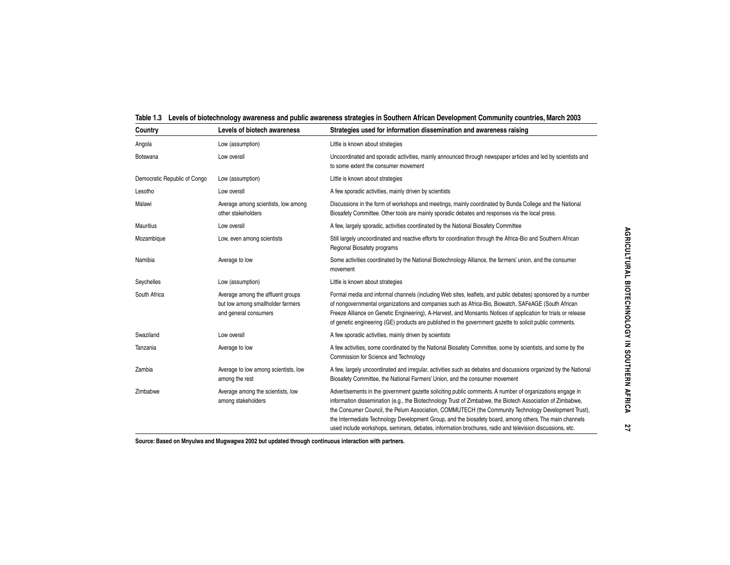**Table 1.3 Levels of biotechnology awareness and public awareness strategies in Southern African Development Community countries, March 2003**

| Country | Levels of biotech awareness | Strategies used for information dissemination and awareness raising |
|---|---|---|
| Angola | Low (assumption) | Little is known about strategies |
| Botswana | Low overall | Uncoordinated and sporadic activities, mainly announced through newspaper articles and led by scientists and to some extent the consumer movement |
| Democratic Republic of Congo | Low (assumption) | Little is known about strategies |
| Lesotho | Low overall | A few sporadic activities, mainly driven by scientists |
| Malawi | Average among scientists, low among other stakeholders | Discussions in the form of workshops and meetings, mainly coordinated by Bunda College and the National Biosafety Committee. Other tools are mainly sporadic debates and responses via the local press. |
| Mauritius | Low overall | A few, largely sporadic, activities coordinated by the National Biosafety Committee |
| Mozambique | Low, even among scientists | Still largely uncoordinated and reactive efforts for coordination through the Africa-Bio and Southern African Regional Biosafety programs |
| Namibia | Average to low | Some activities coordinated by the National Biotechnology Alliance, the farmers' union, and the consumer movement |
| Seychelles | Low (assumption) | Little is known about strategies |
| South Africa | Average among the affluent groups but low among smallholder farmers and general consumers | Formal media and informal channels (including Web sites, leaflets, and public debates) sponsored by a number of nongovernmental organizations and companies such as Africa-Bio, Biowatch, SAFeAGE (South African Freeze Alliance on Genetic Engineering), A-Harvest, and Monsanto. Notices of application for trials or release of genetic engineering (GE) products are published in the government gazette to solicit public comments. |
| Swaziland | Low overall | A few sporadic activities, mainly driven by scientists |
| Tanzania | Average to low | A few activities, some coordinated by the National Biosafety Committee, some by scientists, and some by the Commission for Science and Technology |
| Zambia | Average to low among scientists, low among the rest | A few, largely uncoordinated and irregular, activities such as debates and discussions organized by the National Biosafety Committee, the National Farmers' Union, and the consumer movement |
| Zimbabwe | Average among the scientists, low among stakeholders | Advertisements in the government gazette soliciting public comments. A number of organizations engage in information dissemination (e.g., the Biotechnology Trust of Zimbabwe, the Biotech Association of Zimbabwe, the Consumer Council, the Pelum Association, COMMUTECH (the Community Technology Development Trust), the Intermediate Technology Development Group, and the biosafety board, among others. The main channels used include workshops, seminars, debates, information brochures, radio and television discussions, etc. |

**Source: Based on Mnyulwa and Mugwagwa 2002 but updated through continuous interaction with partners.**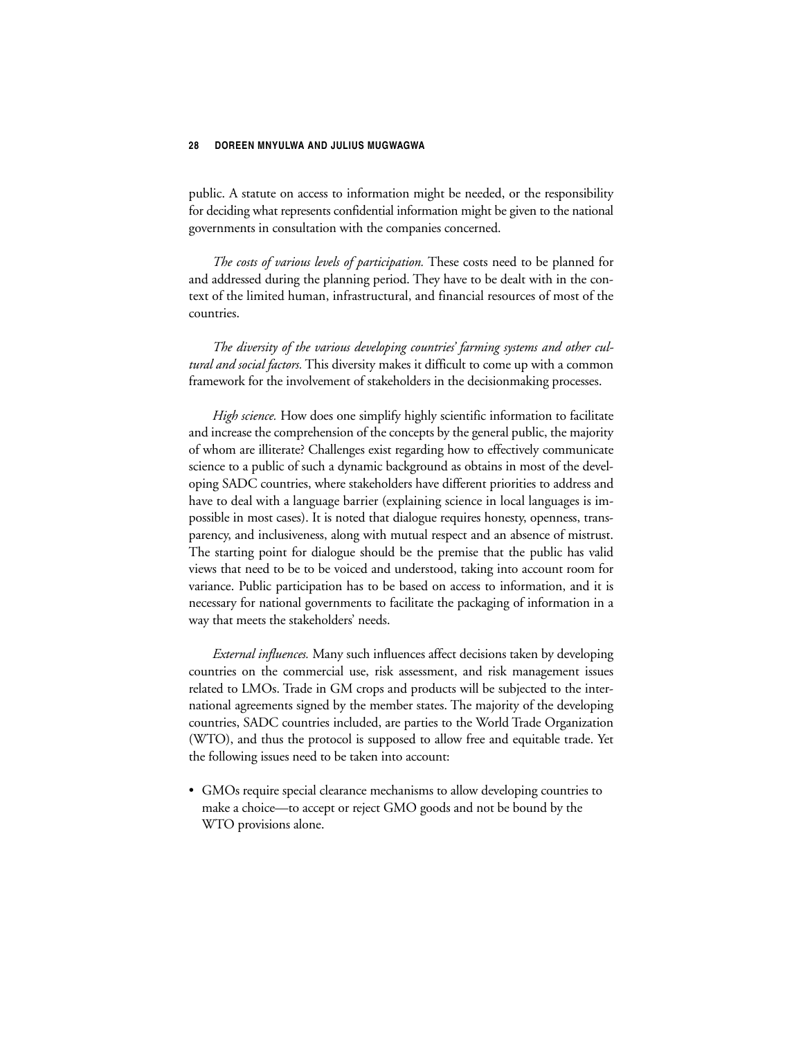public. A statute on access to information might be needed, or the responsibility for deciding what represents confidential information might be given to the national governments in consultation with the companies concerned.

*The costs of various levels of participation.* These costs need to be planned for and addressed during the planning period. They have to be dealt with in the context of the limited human, infrastructural, and financial resources of most of the countries.

*The diversity of the various developing countries' farming systems and other cultural and social factors.* This diversity makes it difficult to come up with a common framework for the involvement of stakeholders in the decisionmaking processes.

*High science.* How does one simplify highly scientific information to facilitate and increase the comprehension of the concepts by the general public, the majority of whom are illiterate? Challenges exist regarding how to effectively communicate science to a public of such a dynamic background as obtains in most of the developing SADC countries, where stakeholders have different priorities to address and have to deal with a language barrier (explaining science in local languages is impossible in most cases). It is noted that dialogue requires honesty, openness, transparency, and inclusiveness, along with mutual respect and an absence of mistrust. The starting point for dialogue should be the premise that the public has valid views that need to be to be voiced and understood, taking into account room for variance. Public participation has to be based on access to information, and it is necessary for national governments to facilitate the packaging of information in a way that meets the stakeholders' needs.

*External influences.* Many such influences affect decisions taken by developing countries on the commercial use, risk assessment, and risk management issues related to LMOs. Trade in GM crops and products will be subjected to the international agreements signed by the member states. The majority of the developing countries, SADC countries included, are parties to the World Trade Organization (WTO), and thus the protocol is supposed to allow free and equitable trade. Yet the following issues need to be taken into account:

- GMOs require special clearance mechanisms to allow developing countries to make a choice—to accept or reject GMO goods and not be bound by the WTO provisions alone.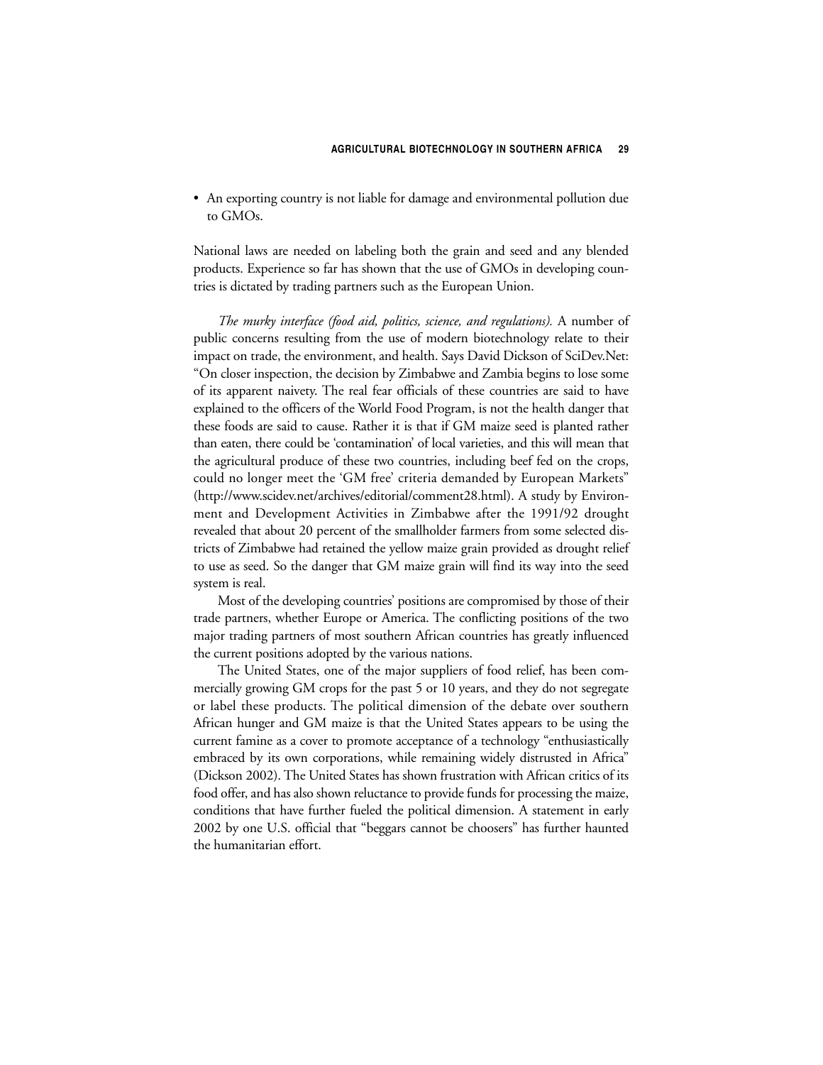- An exporting country is not liable for damage and environmental pollution due to GMOs.

National laws are needed on labeling both the grain and seed and any blended products. Experience so far has shown that the use of GMOs in developing countries is dictated by trading partners such as the European Union.

*The murky interface (food aid, politics, science, and regulations).* A number of public concerns resulting from the use of modern biotechnology relate to their impact on trade, the environment, and health. Says David Dickson of SciDev.Net: "On closer inspection, the decision by Zimbabwe and Zambia begins to lose some of its apparent naivety. The real fear officials of these countries are said to have explained to the officers of the World Food Program, is not the health danger that these foods are said to cause. Rather it is that if GM maize seed is planted rather than eaten, there could be 'contamination' of local varieties, and this will mean that the agricultural produce of these two countries, including beef fed on the crops, could no longer meet the 'GM free' criteria demanded by European Markets" (http://www.scidev.net/archives/editorial/comment28.html). A study by Environment and Development Activities in Zimbabwe after the 1991/92 drought revealed that about 20 percent of the smallholder farmers from some selected districts of Zimbabwe had retained the yellow maize grain provided as drought relief to use as seed. So the danger that GM maize grain will find its way into the seed system is real.

Most of the developing countries' positions are compromised by those of their trade partners, whether Europe or America. The conflicting positions of the two major trading partners of most southern African countries has greatly influenced the current positions adopted by the various nations.

The United States, one of the major suppliers of food relief, has been commercially growing GM crops for the past 5 or 10 years, and they do not segregate or label these products. The political dimension of the debate over southern African hunger and GM maize is that the United States appears to be using the current famine as a cover to promote acceptance of a technology "enthusiastically embraced by its own corporations, while remaining widely distrusted in Africa" (Dickson 2002). The United States has shown frustration with African critics of its food offer, and has also shown reluctance to provide funds for processing the maize, conditions that have further fueled the political dimension. A statement in early 2002 by one U.S. official that "beggars cannot be choosers" has further haunted the humanitarian effort.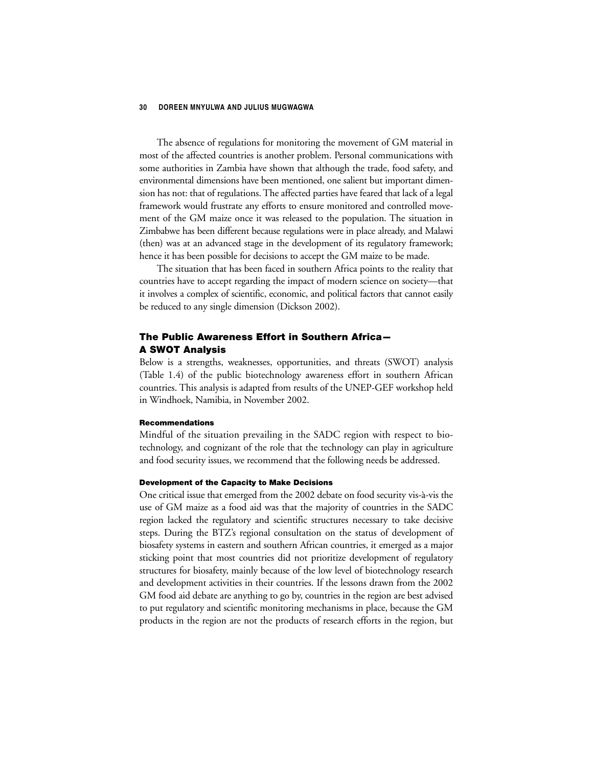The absence of regulations for monitoring the movement of GM material in most of the affected countries is another problem. Personal communications with some authorities in Zambia have shown that although the trade, food safety, and environmental dimensions have been mentioned, one salient but important dimension has not: that of regulations. The affected parties have feared that lack of a legal framework would frustrate any efforts to ensure monitored and controlled movement of the GM maize once it was released to the population. The situation in Zimbabwe has been different because regulations were in place already, and Malawi (then) was at an advanced stage in the development of its regulatory framework; hence it has been possible for decisions to accept the GM maize to be made.

The situation that has been faced in southern Africa points to the reality that countries have to accept regarding the impact of modern science on society—that it involves a complex of scientific, economic, and political factors that cannot easily be reduced to any single dimension (Dickson 2002).

## The Public Awareness Effort in Southern Africa—A SWOT Analysis

Below is a strengths, weaknesses, opportunities, and threats (SWOT) analysis (Table 1.4) of the public biotechnology awareness effort in southern African countries. This analysis is adapted from results of the UNEP-GEF workshop held in Windhoek, Namibia, in November 2002.

### Recommendations

Mindful of the situation prevailing in the SADC region with respect to biotechnology, and cognizant of the role that the technology can play in agriculture and food security issues, we recommend that the following needs be addressed.

#### Development of the Capacity to Make Decisions

One critical issue that emerged from the 2002 debate on food security vis-à-vis the use of GM maize as a food aid was that the majority of countries in the SADC region lacked the regulatory and scientific structures necessary to take decisive steps. During the BTZ's regional consultation on the status of development of biosafety systems in eastern and southern African countries, it emerged as a major sticking point that most countries did not prioritize development of regulatory structures for biosafety, mainly because of the low level of biotechnology research and development activities in their countries. If the lessons drawn from the 2002 GM food aid debate are anything to go by, countries in the region are best advised to put regulatory and scientific monitoring mechanisms in place, because the GM products in the region are not the products of research efforts in the region, but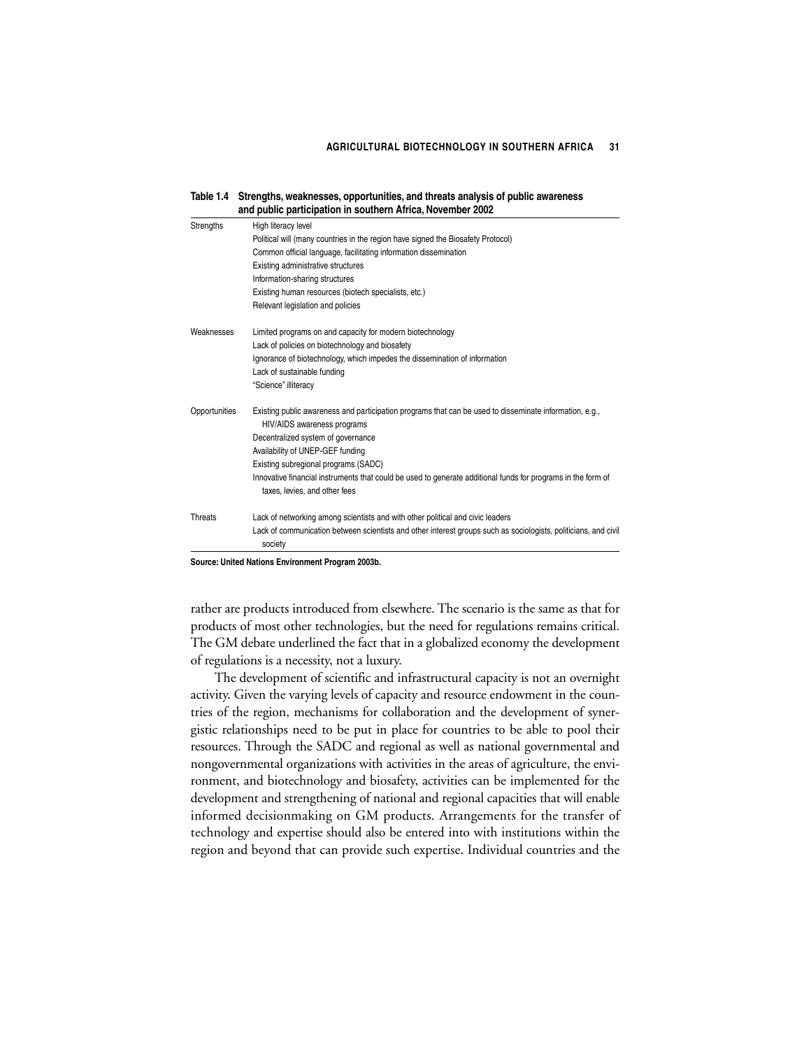**Table 1.4 Strengths, weaknesses, opportunities, and threats analysis of public awareness and public participation in southern Africa, November 2002**

| | |
|---|---|
| Strengths | High literacy level |
| | Political will (many countries in the region have signed the Biosafety Protocol) |
| | Common official language, facilitating information dissemination |
| | Existing administrative structures |
| | Information-sharing structures |
| | Existing human resources (biotech specialists, etc.) |
| | Relevant legislation and policies |
| Weaknesses | Limited programs on and capacity for modern biotechnology |
| | Lack of policies on biotechnology and biosafety |
| | Ignorance of biotechnology, which impedes the dissemination of information |
| | Lack of sustainable funding |
| | "Science" illiteracy |
| Opportunities | Existing public awareness and participation programs that can be used to disseminate information, e.g., HIV/AIDS awareness programs |
| | Decentralized system of governance |
| | Availability of UNEP-GEF funding |
| | Existing subregional programs (SADC) |
| | Innovative financial instruments that could be used to generate additional funds for programs in the form of taxes, levies, and other fees |
| Threats | Lack of networking among scientists and with other political and civic leaders |
| | Lack of communication between scientists and other interest groups such as sociologists, politicians, and civil society |

**Source: United Nations Environment Program 2003b.**

rather are products introduced from elsewhere. The scenario is the same as that for products of most other technologies, but the need for regulations remains critical. The GM debate underlined the fact that in a globalized economy the development of regulations is a necessity, not a luxury.

The development of scientific and infrastructural capacity is not an overnight activity. Given the varying levels of capacity and resource endowment in the countries of the region, mechanisms for collaboration and the development of synergistic relationships need to be put in place for countries to be able to pool their resources. Through the SADC and regional as well as national governmental and nongovernmental organizations with activities in the areas of agriculture, the environment, and biotechnology and biosafety, activities can be implemented for the development and strengthening of national and regional capacities that will enable informed decisionmaking on GM products. Arrangements for the transfer of technology and expertise should also be entered into with institutions within the region and beyond that can provide such expertise. Individual countries and the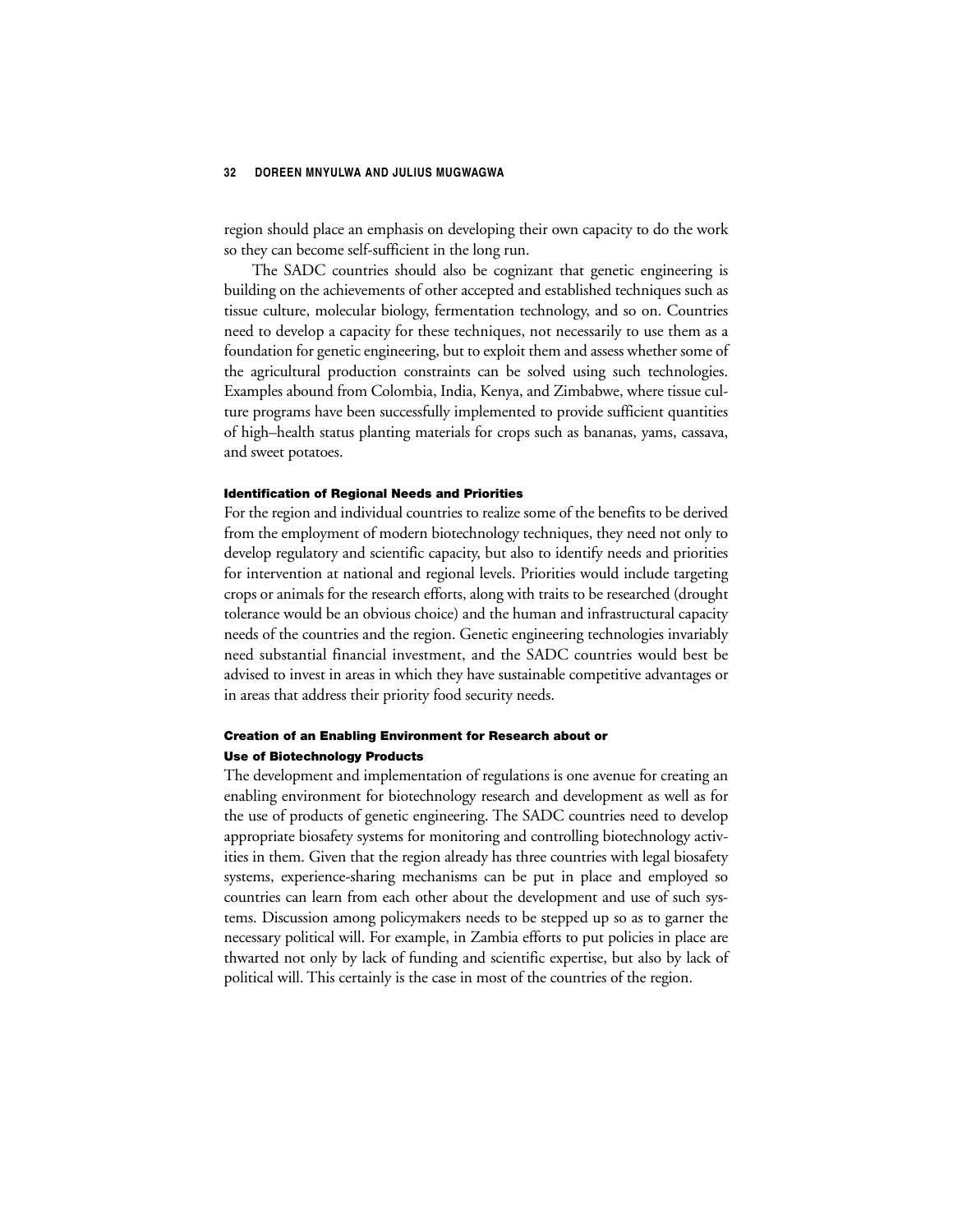region should place an emphasis on developing their own capacity to do the work so they can become self-sufficient in the long run.

The SADC countries should also be cognizant that genetic engineering is building on the achievements of other accepted and established techniques such as tissue culture, molecular biology, fermentation technology, and so on. Countries need to develop a capacity for these techniques, not necessarily to use them as a foundation for genetic engineering, but to exploit them and assess whether some of the agricultural production constraints can be solved using such technologies. Examples abound from Colombia, India, Kenya, and Zimbabwe, where tissue culture programs have been successfully implemented to provide sufficient quantities of high–health status planting materials for crops such as bananas, yams, cassava, and sweet potatoes.

#### Identification of Regional Needs and Priorities

For the region and individual countries to realize some of the benefits to be derived from the employment of modern biotechnology techniques, they need not only to develop regulatory and scientific capacity, but also to identify needs and priorities for intervention at national and regional levels. Priorities would include targeting crops or animals for the research efforts, along with traits to be researched (drought tolerance would be an obvious choice) and the human and infrastructural capacity needs of the countries and the region. Genetic engineering technologies invariably need substantial financial investment, and the SADC countries would best be advised to invest in areas in which they have sustainable competitive advantages or in areas that address their priority food security needs.

#### Creation of an Enabling Environment for Research about or Use of Biotechnology Products

The development and implementation of regulations is one avenue for creating an enabling environment for biotechnology research and development as well as for the use of products of genetic engineering. The SADC countries need to develop appropriate biosafety systems for monitoring and controlling biotechnology activities in them. Given that the region already has three countries with legal biosafety systems, experience-sharing mechanisms can be put in place and employed so countries can learn from each other about the development and use of such systems. Discussion among policymakers needs to be stepped up so as to garner the necessary political will. For example, in Zambia efforts to put policies in place are thwarted not only by lack of funding and scientific expertise, but also by lack of political will. This certainly is the case in most of the countries of the region.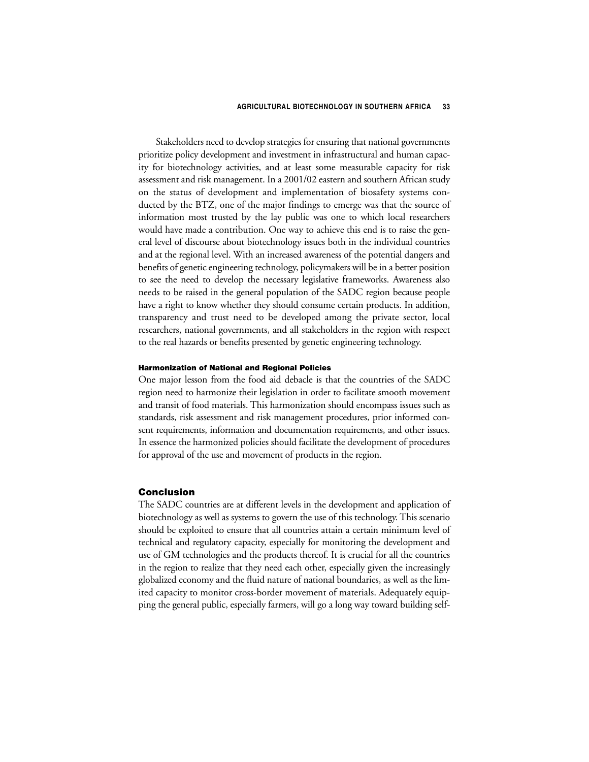Stakeholders need to develop strategies for ensuring that national governments prioritize policy development and investment in infrastructural and human capacity for biotechnology activities, and at least some measurable capacity for risk assessment and risk management. In a 2001/02 eastern and southern African study on the status of development and implementation of biosafety systems conducted by the BTZ, one of the major findings to emerge was that the source of information most trusted by the lay public was one to which local researchers would have made a contribution. One way to achieve this end is to raise the general level of discourse about biotechnology issues both in the individual countries and at the regional level. With an increased awareness of the potential dangers and benefits of genetic engineering technology, policymakers will be in a better position to see the need to develop the necessary legislative frameworks. Awareness also needs to be raised in the general population of the SADC region because people have a right to know whether they should consume certain products. In addition, transparency and trust need to be developed among the private sector, local researchers, national governments, and all stakeholders in the region with respect to the real hazards or benefits presented by genetic engineering technology.

### Harmonization of National and Regional Policies

One major lesson from the food aid debacle is that the countries of the SADC region need to harmonize their legislation in order to facilitate smooth movement and transit of food materials. This harmonization should encompass issues such as standards, risk assessment and risk management procedures, prior informed consent requirements, information and documentation requirements, and other issues. In essence the harmonized policies should facilitate the development of procedures for approval of the use and movement of products in the region.

## Conclusion

The SADC countries are at different levels in the development and application of biotechnology as well as systems to govern the use of this technology. This scenario should be exploited to ensure that all countries attain a certain minimum level of technical and regulatory capacity, especially for monitoring the development and use of GM technologies and the products thereof. It is crucial for all the countries in the region to realize that they need each other, especially given the increasingly globalized economy and the fluid nature of national boundaries, as well as the limited capacity to monitor cross-border movement of materials. Adequately equipping the general public, especially farmers, will go a long way toward building self-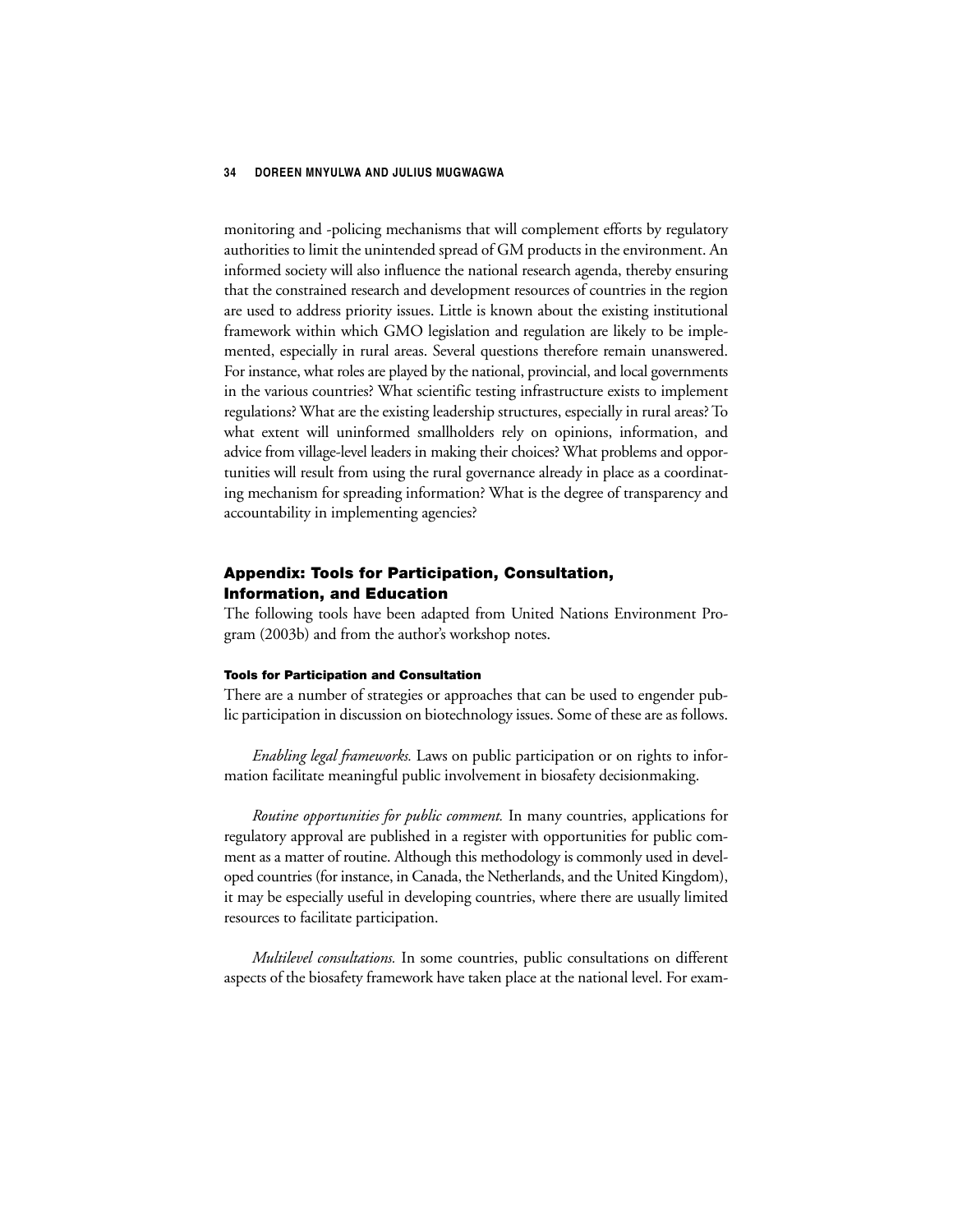monitoring and -policing mechanisms that will complement efforts by regulatory authorities to limit the unintended spread of GM products in the environment. An informed society will also influence the national research agenda, thereby ensuring that the constrained research and development resources of countries in the region are used to address priority issues. Little is known about the existing institutional framework within which GMO legislation and regulation are likely to be implemented, especially in rural areas. Several questions therefore remain unanswered. For instance, what roles are played by the national, provincial, and local governments in the various countries? What scientific testing infrastructure exists to implement regulations? What are the existing leadership structures, especially in rural areas? To what extent will uninformed smallholders rely on opinions, information, and advice from village-level leaders in making their choices? What problems and opportunities will result from using the rural governance already in place as a coordinating mechanism for spreading information? What is the degree of transparency and accountability in implementing agencies?

## Appendix: Tools for Participation, Consultation, Information, and Education

The following tools have been adapted from United Nations Environment Program (2003b) and from the author's workshop notes.

### Tools for Participation and Consultation

There are a number of strategies or approaches that can be used to engender public participation in discussion on biotechnology issues. Some of these are as follows.

*Enabling legal frameworks.* Laws on public participation or on rights to information facilitate meaningful public involvement in biosafety decisionmaking.

*Routine opportunities for public comment.* In many countries, applications for regulatory approval are published in a register with opportunities for public comment as a matter of routine. Although this methodology is commonly used in developed countries (for instance, in Canada, the Netherlands, and the United Kingdom), it may be especially useful in developing countries, where there are usually limited resources to facilitate participation.

*Multilevel consultations.* In some countries, public consultations on different aspects of the biosafety framework have taken place at the national level. For exam-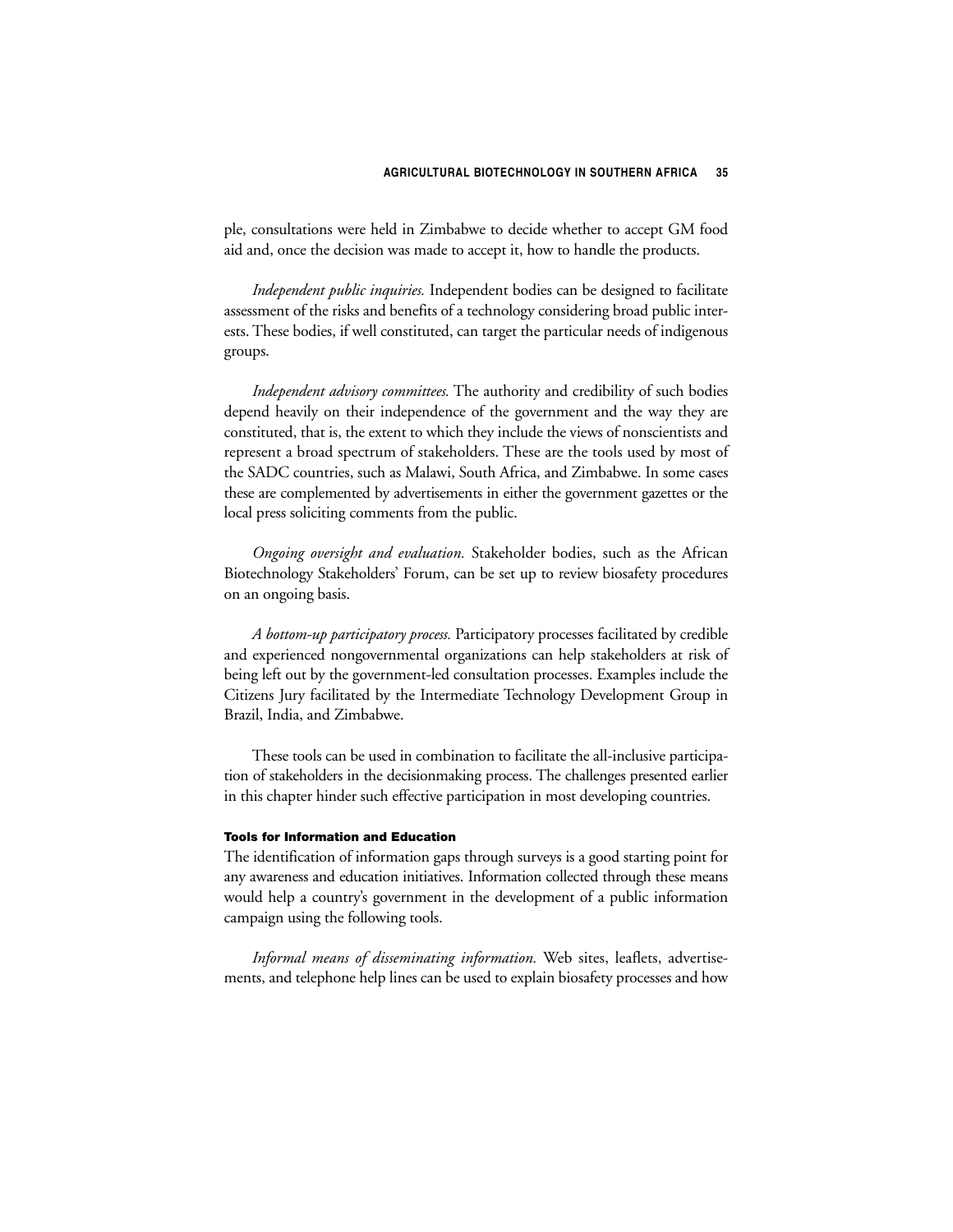ple, consultations were held in Zimbabwe to decide whether to accept GM food aid and, once the decision was made to accept it, how to handle the products.

*Independent public inquiries.* Independent bodies can be designed to facilitate assessment of the risks and benefits of a technology considering broad public interests. These bodies, if well constituted, can target the particular needs of indigenous groups.

*Independent advisory committees.* The authority and credibility of such bodies depend heavily on their independence of the government and the way they are constituted, that is, the extent to which they include the views of nonscientists and represent a broad spectrum of stakeholders. These are the tools used by most of the SADC countries, such as Malawi, South Africa, and Zimbabwe. In some cases these are complemented by advertisements in either the government gazettes or the local press soliciting comments from the public.

*Ongoing oversight and evaluation.* Stakeholder bodies, such as the African Biotechnology Stakeholders' Forum, can be set up to review biosafety procedures on an ongoing basis.

*A bottom-up participatory process.* Participatory processes facilitated by credible and experienced nongovernmental organizations can help stakeholders at risk of being left out by the government-led consultation processes. Examples include the Citizens Jury facilitated by the Intermediate Technology Development Group in Brazil, India, and Zimbabwe.

These tools can be used in combination to facilitate the all-inclusive participation of stakeholders in the decisionmaking process. The challenges presented earlier in this chapter hinder such effective participation in most developing countries.

### Tools for Information and Education

The identification of information gaps through surveys is a good starting point for any awareness and education initiatives. Information collected through these means would help a country's government in the development of a public information campaign using the following tools.

*Informal means of disseminating information.* Web sites, leaflets, advertisements, and telephone help lines can be used to explain biosafety processes and how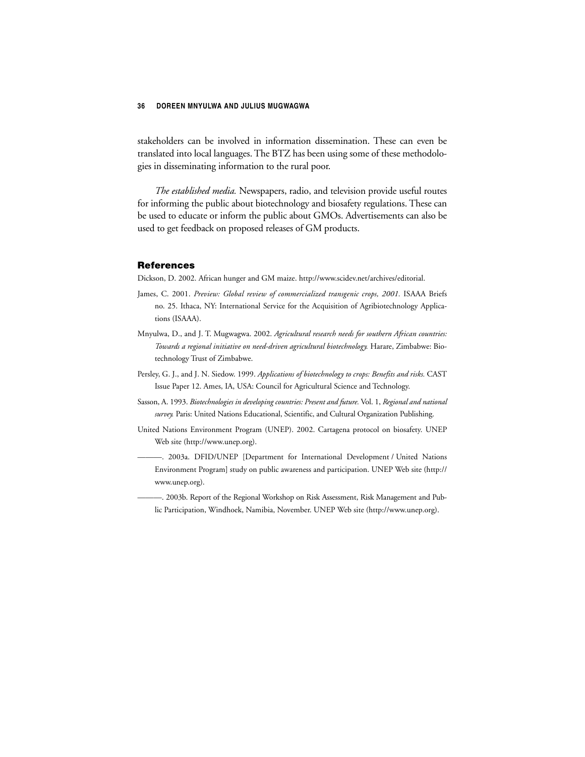stakeholders can be involved in information dissemination. These can even be translated into local languages. The BTZ has been using some of these methodologies in disseminating information to the rural poor.

*The established media.* Newspapers, radio, and television provide useful routes for informing the public about biotechnology and biosafety regulations. These can be used to educate or inform the public about GMOs. Advertisements can also be used to get feedback on proposed releases of GM products.

## References

Dickson, D. 2002. African hunger and GM maize. http://www.scidev.net/archives/editorial.

James, C. 2001. *Preview: Global review of commercialized transgenic crops, 2001.* ISAAA Briefs no. 25. Ithaca, NY: International Service for the Acquisition of Agribiotechnology Applications (ISAAA).

Mnyulwa, D., and J. T. Mugwagwa. 2002. *Agricultural research needs for southern African countries: Towards a regional initiative on need-driven agricultural biotechnology.* Harare, Zimbabwe: Biotechnology Trust of Zimbabwe.

Persley, G. J., and J. N. Siedow. 1999. *Applications of biotechnology to crops: Benefits and risks.* CAST Issue Paper 12. Ames, IA, USA: Council for Agricultural Science and Technology.

Sasson, A. 1993. *Biotechnologies in developing countries: Present and future.* Vol. 1, *Regional and national survey.* Paris: United Nations Educational, Scientific, and Cultural Organization Publishing.

United Nations Environment Program (UNEP). 2002. Cartagena protocol on biosafety. UNEP Web site (http://www.unep.org).

———. 2003a. DFID/UNEP [Department for International Development / United Nations Environment Program] study on public awareness and participation. UNEP Web site (http://www.unep.org).

———. 2003b. Report of the Regional Workshop on Risk Assessment, Risk Management and Public Participation, Windhoek, Namibia, November. UNEP Web site (http://www.unep.org).